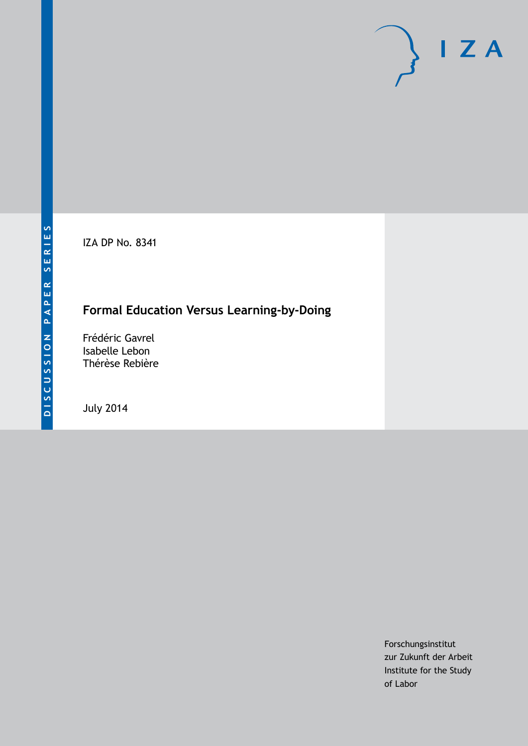DISCUSSION PAPER SERIES

IZA DP No. 8341

# Formal Education Versus Learning-by-Doing

Frédéric Gavrel
Isabelle Lebon
Thérèse Rebière

July 2014

Forschungsinstitut
zur Zukunft der Arbeit
Institute for the Study
of Labor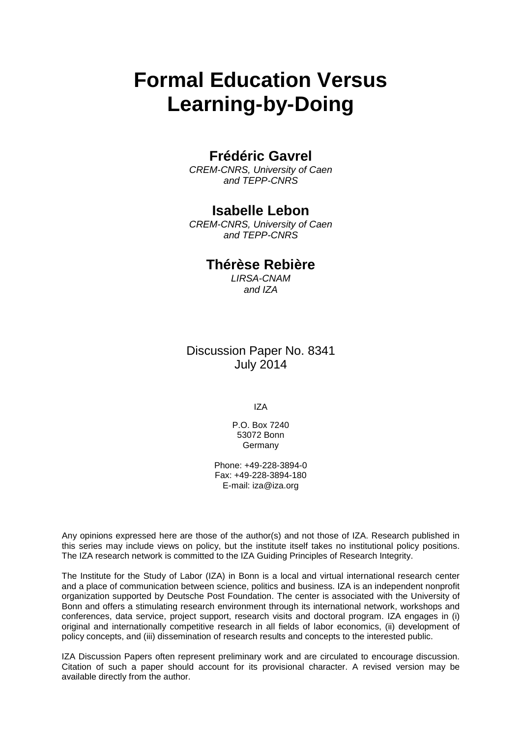# Formal Education Versus Learning-by-Doing

**Frédéric Gavrel**

*CREM-CNRS, University of Caen and TEPP-CNRS*

**Isabelle Lebon**

*CREM-CNRS, University of Caen and TEPP-CNRS*

**Thérèse Rebière**

*LIRSA-CNAM and IZA*

Discussion Paper No. 8341
July 2014

IZA

P.O. Box 7240
53072 Bonn
Germany

Phone: +49-228-3894-0
Fax: +49-228-3894-180
E-mail: iza@iza.org

Any opinions expressed here are those of the author(s) and not those of IZA. Research published in this series may include views on policy, but the institute itself takes no institutional policy positions. The IZA research network is committed to the IZA Guiding Principles of Research Integrity.

The Institute for the Study of Labor (IZA) in Bonn is a local and virtual international research center and a place of communication between science, politics and business. IZA is an independent nonprofit organization supported by Deutsche Post Foundation. The center is associated with the University of Bonn and offers a stimulating research environment through its international network, workshops and conferences, data service, project support, research visits and doctoral program. IZA engages in (i) original and internationally competitive research in all fields of labor economics, (ii) development of policy concepts, and (iii) dissemination of research results and concepts to the interested public.

IZA Discussion Papers often represent preliminary work and are circulated to encourage discussion. Citation of such a paper should account for its provisional character. A revised version may be available directly from the author.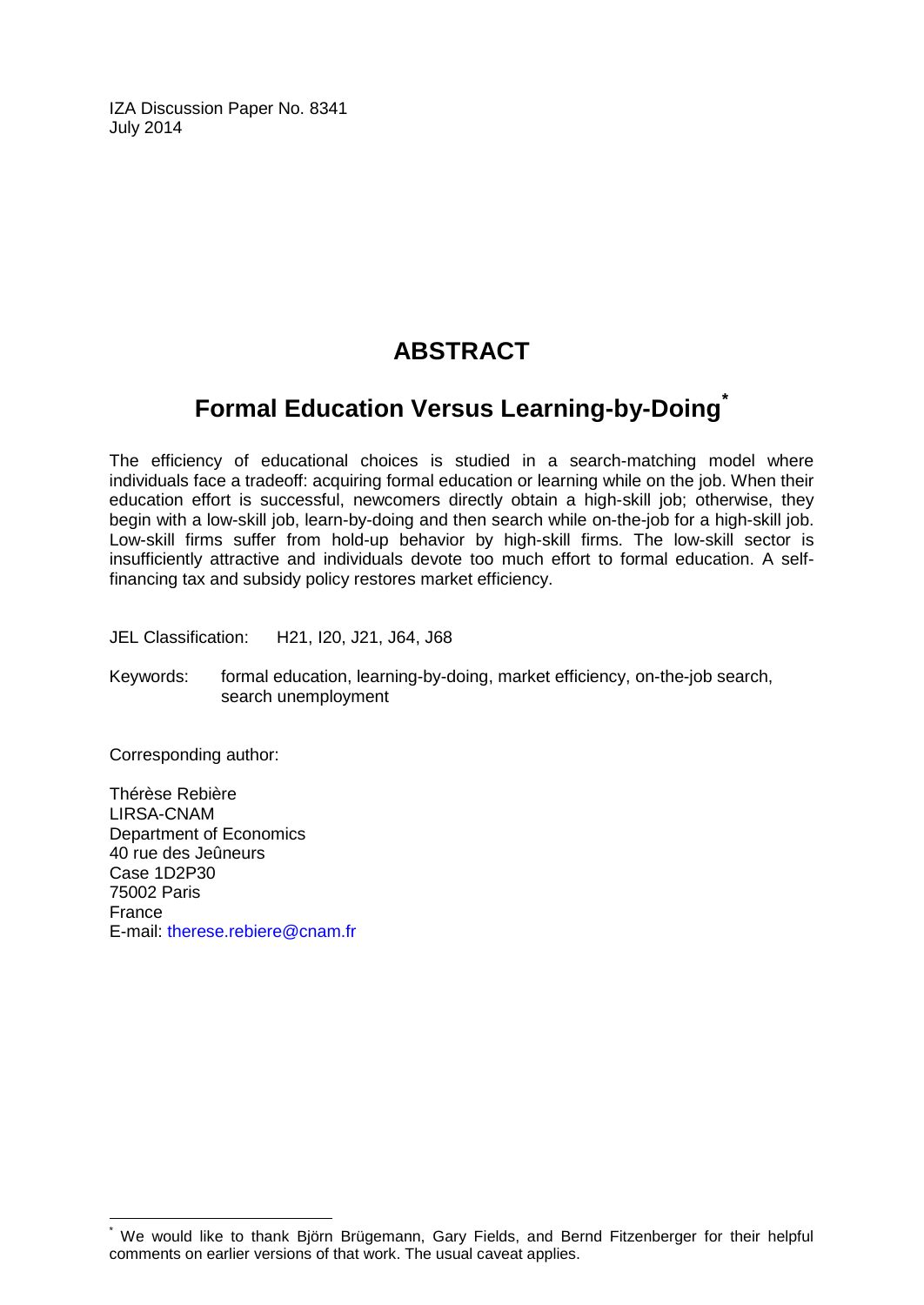IZA Discussion Paper No. 8341
July 2014

# ABSTRACT

## Formal Education Versus Learning-by-Doing[*]

The efficiency of educational choices is studied in a search-matching model where individuals face a tradeoff: acquiring formal education or learning while on the job. When their education effort is successful, newcomers directly obtain a high-skill job; otherwise, they begin with a low-skill job, learn-by-doing and then search while on-the-job for a high-skill job. Low-skill firms suffer from hold-up behavior by high-skill firms. The low-skill sector is insufficiently attractive and individuals devote too much effort to formal education. A self-financing tax and subsidy policy restores market efficiency.

JEL Classification: H21, I20, J21, J64, J68

Keywords: formal education, learning-by-doing, market efficiency, on-the-job search, search unemployment

Corresponding author:

Thérèse Rebière
LIRSA-CNAM
Department of Economics
40 rue des Jeûneurs
Case 1D2P30
75002 Paris
France
E-mail: therese.rebiere@cnam.fr

[*] We would like to thank Björn Brügemann, Gary Fields, and Bernd Fitzenberger for their helpful comments on earlier versions of that work. The usual caveat applies.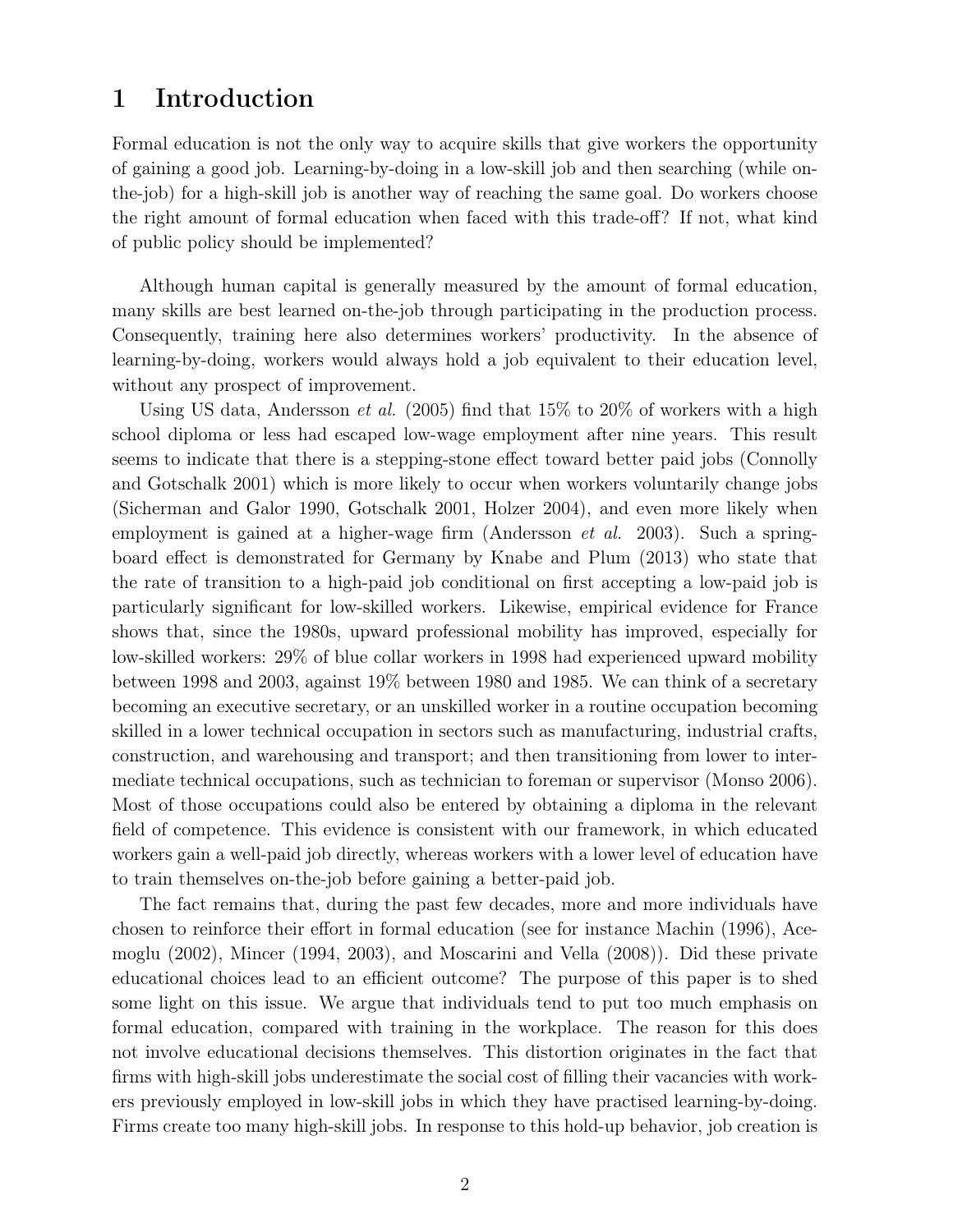# 1 Introduction

Formal education is not the only way to acquire skills that give workers the opportunity of gaining a good job. Learning-by-doing in a low-skill job and then searching (while on-the-job) for a high-skill job is another way of reaching the same goal. Do workers choose the right amount of formal education when faced with this trade-off? If not, what kind of public policy should be implemented?

Although human capital is generally measured by the amount of formal education, many skills are best learned on-the-job through participating in the production process. Consequently, training here also determines workers' productivity. In the absence of learning-by-doing, workers would always hold a job equivalent to their education level, without any prospect of improvement.

Using US data, Andersson *et al.* (2005) find that 15% to 20% of workers with a high school diploma or less had escaped low-wage employment after nine years. This result seems to indicate that there is a stepping-stone effect toward better paid jobs (Connolly and Gotschalk 2001) which is more likely to occur when workers voluntarily change jobs (Sicherman and Galor 1990, Gotschalk 2001, Holzer 2004), and even more likely when employment is gained at a higher-wage firm (Andersson *et al.* 2003). Such a spring-board effect is demonstrated for Germany by Knabe and Plum (2013) who state that the rate of transition to a high-paid job conditional on first accepting a low-paid job is particularly significant for low-skilled workers. Likewise, empirical evidence for France shows that, since the 1980s, upward professional mobility has improved, especially for low-skilled workers: 29% of blue collar workers in 1998 had experienced upward mobility between 1998 and 2003, against 19% between 1980 and 1985. We can think of a secretary becoming an executive secretary, or an unskilled worker in a routine occupation becoming skilled in a lower technical occupation in sectors such as manufacturing, industrial crafts, construction, and warehousing and transport; and then transitioning from lower to intermediate technical occupations, such as technician to foreman or supervisor (Monso 2006). Most of those occupations could also be entered by obtaining a diploma in the relevant field of competence. This evidence is consistent with our framework, in which educated workers gain a well-paid job directly, whereas workers with a lower level of education have to train themselves on-the-job before gaining a better-paid job.

The fact remains that, during the past few decades, more and more individuals have chosen to reinforce their effort in formal education (see for instance Machin (1996), Acemoglu (2002), Mincer (1994, 2003), and Moscarini and Vella (2008)). Did these private educational choices lead to an efficient outcome? The purpose of this paper is to shed some light on this issue. We argue that individuals tend to put too much emphasis on formal education, compared with training in the workplace. The reason for this does not involve educational decisions themselves. This distortion originates in the fact that firms with high-skill jobs underestimate the social cost of filling their vacancies with workers previously employed in low-skill jobs in which they have practised learning-by-doing. Firms create too many high-skill jobs. In response to this hold-up behavior, job creation is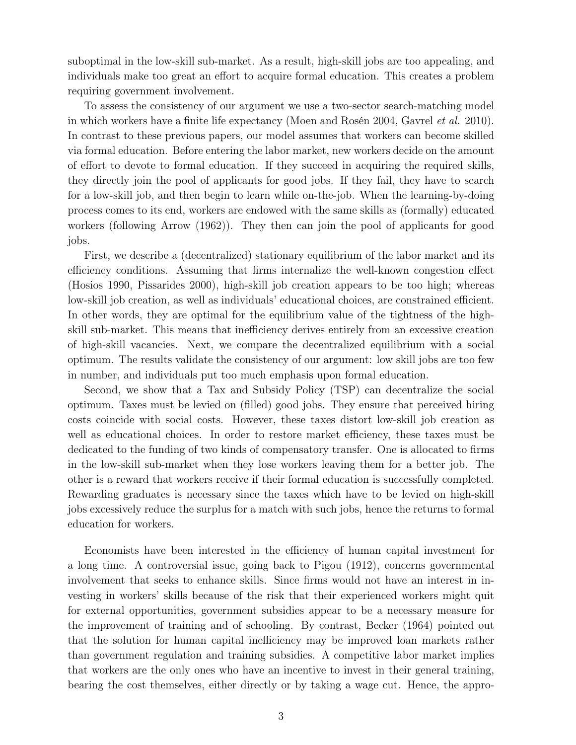suboptimal in the low-skill sub-market. As a result, high-skill jobs are too appealing, and individuals make too great an effort to acquire formal education. This creates a problem requiring government involvement.

To assess the consistency of our argument we use a two-sector search-matching model in which workers have a finite life expectancy (Moen and Rosén 2004, Gavrel *et al.* 2010). In contrast to these previous papers, our model assumes that workers can become skilled via formal education. Before entering the labor market, new workers decide on the amount of effort to devote to formal education. If they succeed in acquiring the required skills, they directly join the pool of applicants for good jobs. If they fail, they have to search for a low-skill job, and then begin to learn while on-the-job. When the learning-by-doing process comes to its end, workers are endowed with the same skills as (formally) educated workers (following Arrow (1962)). They then can join the pool of applicants for good jobs.

First, we describe a (decentralized) stationary equilibrium of the labor market and its efficiency conditions. Assuming that firms internalize the well-known congestion effect (Hosios 1990, Pissarides 2000), high-skill job creation appears to be too high; whereas low-skill job creation, as well as individuals' educational choices, are constrained efficient. In other words, they are optimal for the equilibrium value of the tightness of the high-skill sub-market. This means that inefficiency derives entirely from an excessive creation of high-skill vacancies. Next, we compare the decentralized equilibrium with a social optimum. The results validate the consistency of our argument: low skill jobs are too few in number, and individuals put too much emphasis upon formal education.

Second, we show that a Tax and Subsidy Policy (TSP) can decentralize the social optimum. Taxes must be levied on (filled) good jobs. They ensure that perceived hiring costs coincide with social costs. However, these taxes distort low-skill job creation as well as educational choices. In order to restore market efficiency, these taxes must be dedicated to the funding of two kinds of compensatory transfer. One is allocated to firms in the low-skill sub-market when they lose workers leaving them for a better job. The other is a reward that workers receive if their formal education is successfully completed. Rewarding graduates is necessary since the taxes which have to be levied on high-skill jobs excessively reduce the surplus for a match with such jobs, hence the returns to formal education for workers.

Economists have been interested in the efficiency of human capital investment for a long time. A controversial issue, going back to Pigou (1912), concerns governmental involvement that seeks to enhance skills. Since firms would not have an interest in investing in workers' skills because of the risk that their experienced workers might quit for external opportunities, government subsidies appear to be a necessary measure for the improvement of training and of schooling. By contrast, Becker (1964) pointed out that the solution for human capital inefficiency may be improved loan markets rather than government regulation and training subsidies. A competitive labor market implies that workers are the only ones who have an incentive to invest in their general training, bearing the cost themselves, either directly or by taking a wage cut. Hence, the appro-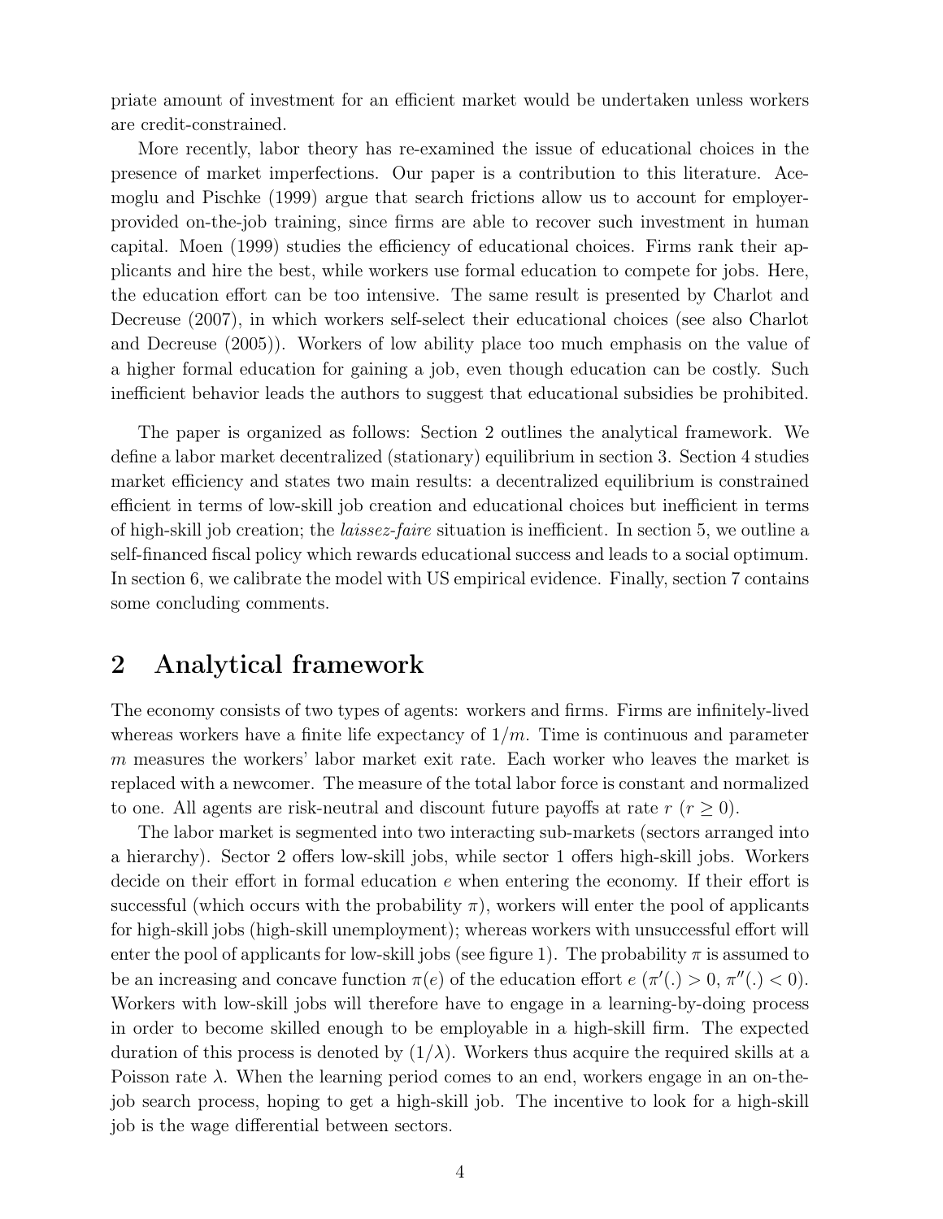priate amount of investment for an efficient market would be undertaken unless workers are credit-constrained.

More recently, labor theory has re-examined the issue of educational choices in the presence of market imperfections. Our paper is a contribution to this literature. Acemoglu and Pischke (1999) argue that search frictions allow us to account for employer-provided on-the-job training, since firms are able to recover such investment in human capital. Moen (1999) studies the efficiency of educational choices. Firms rank their applicants and hire the best, while workers use formal education to compete for jobs. Here, the education effort can be too intensive. The same result is presented by Charlot and Decreuse (2007), in which workers self-select their educational choices (see also Charlot and Decreuse (2005)). Workers of low ability place too much emphasis on the value of a higher formal education for gaining a job, even though education can be costly. Such inefficient behavior leads the authors to suggest that educational subsidies be prohibited.

The paper is organized as follows: Section 2 outlines the analytical framework. We define a labor market decentralized (stationary) equilibrium in section 3. Section 4 studies market efficiency and states two main results: a decentralized equilibrium is constrained efficient in terms of low-skill job creation and educational choices but inefficient in terms of high-skill job creation; the *laissez-faire* situation is inefficient. In section 5, we outline a self-financed fiscal policy which rewards educational success and leads to a social optimum. In section 6, we calibrate the model with US empirical evidence. Finally, section 7 contains some concluding comments.

## 2 Analytical framework

The economy consists of two types of agents: workers and firms. Firms are infinitely-lived whereas workers have a finite life expectancy of $1/m$. Time is continuous and parameter $m$ measures the workers' labor market exit rate. Each worker who leaves the market is replaced with a newcomer. The measure of the total labor force is constant and normalized to one. All agents are risk-neutral and discount future payoffs at rate $r$ ($r \geq 0$).

The labor market is segmented into two interacting sub-markets (sectors arranged into a hierarchy). Sector 2 offers low-skill jobs, while sector 1 offers high-skill jobs. Workers decide on their effort in formal education $e$ when entering the economy. If their effort is successful (which occurs with the probability $\pi$), workers will enter the pool of applicants for high-skill jobs (high-skill unemployment); whereas workers with unsuccessful effort will enter the pool of applicants for low-skill jobs (see figure 1). The probability $\pi$ is assumed to be an increasing and concave function $\pi(e)$ of the education effort $e$ ($\pi'(.) > 0$, $\pi''(.) < 0$). Workers with low-skill jobs will therefore have to engage in a learning-by-doing process in order to become skilled enough to be employable in a high-skill firm. The expected duration of this process is denoted by $(1/\lambda)$. Workers thus acquire the required skills at a Poisson rate $\lambda$. When the learning period comes to an end, workers engage in an on-the-job search process, hoping to get a high-skill job. The incentive to look for a high-skill job is the wage differential between sectors.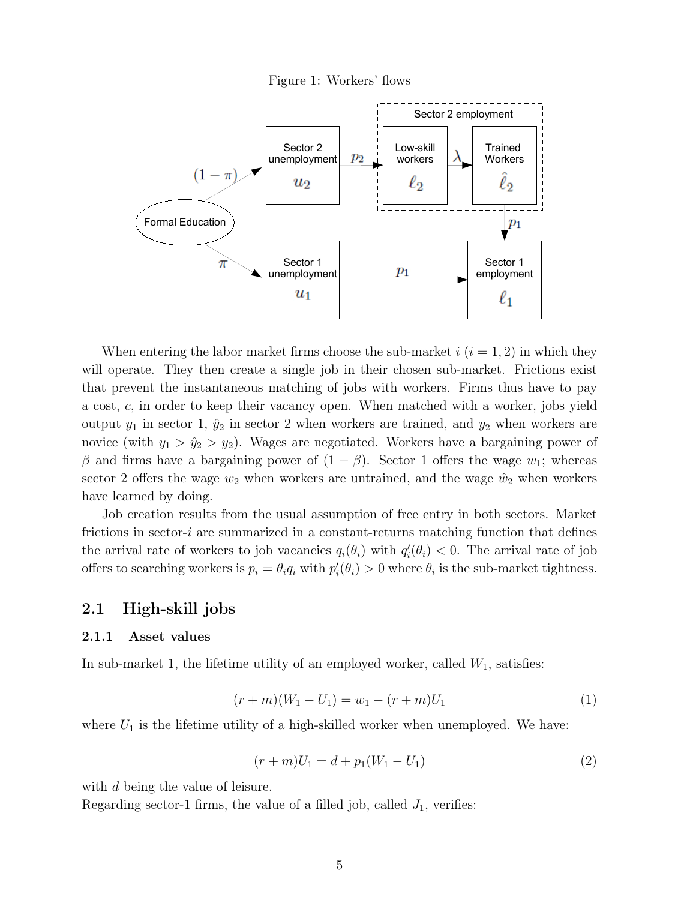Figure 1: Workers' flows

When entering the labor market firms choose the sub-market $i$ ($i = 1, 2$) in which they will operate. They then create a single job in their chosen sub-market. Frictions exist that prevent the instantaneous matching of jobs with workers. Firms thus have to pay a cost, $c$, in order to keep their vacancy open. When matched with a worker, jobs yield output $y_1$ in sector 1, $\hat{y}_2$ in sector 2 when workers are trained, and $y_2$ when workers are novice (with $y_1 > \hat{y}_2 > y_2$). Wages are negotiated. Workers have a bargaining power of $\beta$ and firms have a bargaining power of $(1 - \beta)$. Sector 1 offers the wage $w_1$; whereas sector 2 offers the wage $w_2$ when workers are untrained, and the wage $\hat{w}_2$ when workers have learned by doing.

Job creation results from the usual assumption of free entry in both sectors. Market frictions in sector-$i$ are summarized in a constant-returns matching function that defines the arrival rate of workers to job vacancies $q_i(\theta_i)$ with $q_i'(\theta_i) < 0$. The arrival rate of job offers to searching workers is $p_i = \theta_i q_i$ with $p_i'(\theta_i) > 0$ where $\theta_i$ is the sub-market tightness.

## 2.1 High-skill jobs

### 2.1.1 Asset values

In sub-market 1, the lifetime utility of an employed worker, called $W_1$, satisfies:

$$(r + m)(W_1 - U_1) = w_1 - (r + m)U_1 \tag{1}$$

where $U_1$ is the lifetime utility of a high-skilled worker when unemployed. We have:

$$(r + m)U_1 = d + p_1(W_1 - U_1) \tag{2}$$

with $d$ being the value of leisure.

Regarding sector-1 firms, the value of a filled job, called $J_1$, verifies: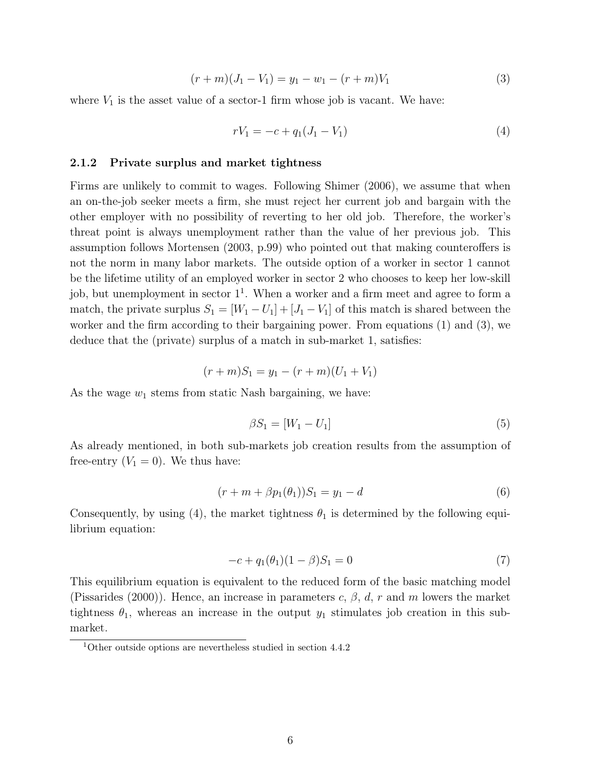$$(r+m)(J_1 - V_1) = y_1 - w_1 - (r+m)V_1 \tag{3}$$

where $V_1$ is the asset value of a sector-1 firm whose job is vacant. We have:

$$rV_1 = -c + q_1(J_1 - V_1) \tag{4}$$

### 2.1.2 Private surplus and market tightness

Firms are unlikely to commit to wages. Following Shimer (2006), we assume that when an on-the-job seeker meets a firm, she must reject her current job and bargain with the other employer with no possibility of reverting to her old job. Therefore, the worker's threat point is always unemployment rather than the value of her previous job. This assumption follows Mortensen (2003, p.99) who pointed out that making counteroffers is not the norm in many labor markets. The outside option of a worker in sector 1 cannot be the lifetime utility of an employed worker in sector 2 who chooses to keep her low-skill job, but unemployment in sector 1[1]. When a worker and a firm meet and agree to form a match, the private surplus $S_1 = [W_1 - U_1] + [J_1 - V_1]$ of this match is shared between the worker and the firm according to their bargaining power. From equations (1) and (3), we deduce that the (private) surplus of a match in sub-market 1, satisfies:

$$(r+m)S_1 = y_1 - (r+m)(U_1 + V_1)$$

As the wage $w_1$ stems from static Nash bargaining, we have:

$$\beta S_1 = [W_1 - U_1] \tag{5}$$

As already mentioned, in both sub-markets job creation results from the assumption of free-entry ($V_1 = 0$). We thus have:

$$(r + m + \beta p_1(\theta_1))S_1 = y_1 - d \tag{6}$$

Consequently, by using (4), the market tightness $\theta_1$ is determined by the following equilibrium equation:

$$-c + q_1(\theta_1)(1-\beta)S_1 = 0 \tag{7}$$

This equilibrium equation is equivalent to the reduced form of the basic matching model (Pissarides (2000)). Hence, an increase in parameters $c$, $\beta$, $d$, $r$ and $m$ lowers the market tightness $\theta_1$, whereas an increase in the output $y_1$ stimulates job creation in this sub-market.

[1] Other outside options are nevertheless studied in section 4.4.2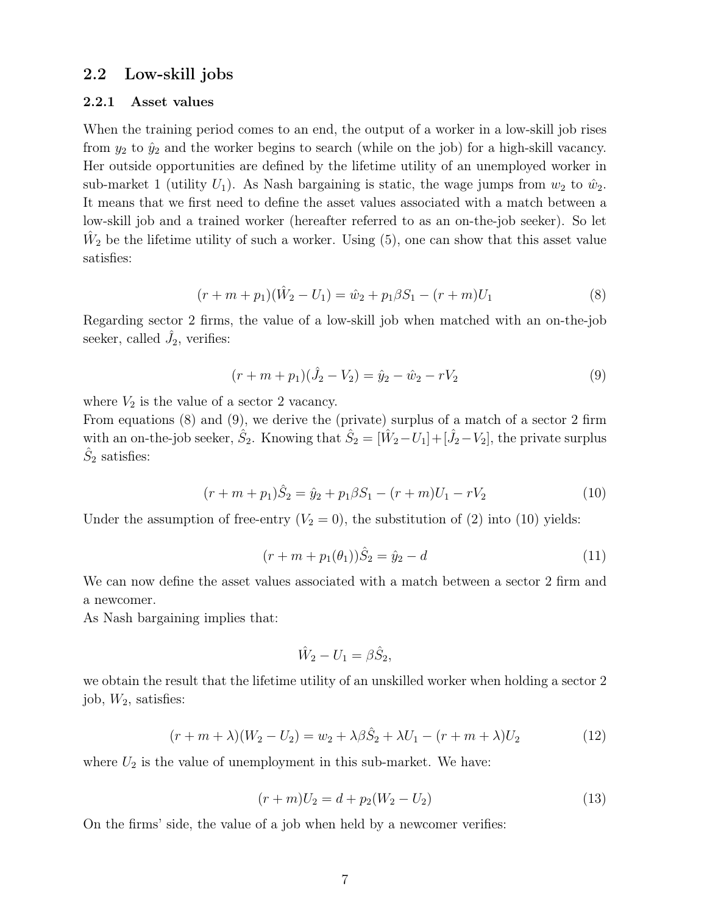## 2.2 Low-skill jobs

### 2.2.1 Asset values

When the training period comes to an end, the output of a worker in a low-skill job rises from $y_2$ to $\hat{y}_2$ and the worker begins to search (while on the job) for a high-skill vacancy. Her outside opportunities are defined by the lifetime utility of an unemployed worker in sub-market 1 (utility $U_1$). As Nash bargaining is static, the wage jumps from $w_2$ to $\hat{w}_2$. It means that we first need to define the asset values associated with a match between a low-skill job and a trained worker (hereafter referred to as an on-the-job seeker). So let $\hat{W}_2$ be the lifetime utility of such a worker. Using (5), one can show that this asset value satisfies:

$$(r + m + p_1)(\hat{W}_2 - U_1) = \hat{w}_2 + p_1\beta S_1 - (r + m)U_1 \tag{8}$$

Regarding sector 2 firms, the value of a low-skill job when matched with an on-the-job seeker, called $\hat{J}_2$, verifies:

$$(r + m + p_1)(\hat{J}_2 - V_2) = \hat{y}_2 - \hat{w}_2 - rV_2 \tag{9}$$

where $V_2$ is the value of a sector 2 vacancy.

From equations (8) and (9), we derive the (private) surplus of a match of a sector 2 firm with an on-the-job seeker, $\hat{S}_2$. Knowing that $\hat{S}_2 = [\hat{W}_2 - U_1] + [\hat{J}_2 - V_2]$, the private surplus $\hat{S}_2$ satisfies:

$$(r + m + p_1)\hat{S}_2 = \hat{y}_2 + p_1\beta S_1 - (r + m)U_1 - rV_2 \tag{10}$$

Under the assumption of free-entry ($V_2 = 0$), the substitution of (2) into (10) yields:

$$(r + m + p_1(\theta_1))\hat{S}_2 = \hat{y}_2 - d \tag{11}$$

We can now define the asset values associated with a match between a sector 2 firm and a newcomer.

As Nash bargaining implies that:

$$\hat{W}_2 - U_1 = \beta\hat{S}_2,$$

we obtain the result that the lifetime utility of an unskilled worker when holding a sector 2 job, $W_2$, satisfies:

$$(r + m + \lambda)(W_2 - U_2) = w_2 + \lambda\beta\hat{S}_2 + \lambda U_1 - (r + m + \lambda)U_2 \tag{12}$$

where $U_2$ is the value of unemployment in this sub-market. We have:

$$(r + m)U_2 = d + p_2(W_2 - U_2) \tag{13}$$

On the firms' side, the value of a job when held by a newcomer verifies: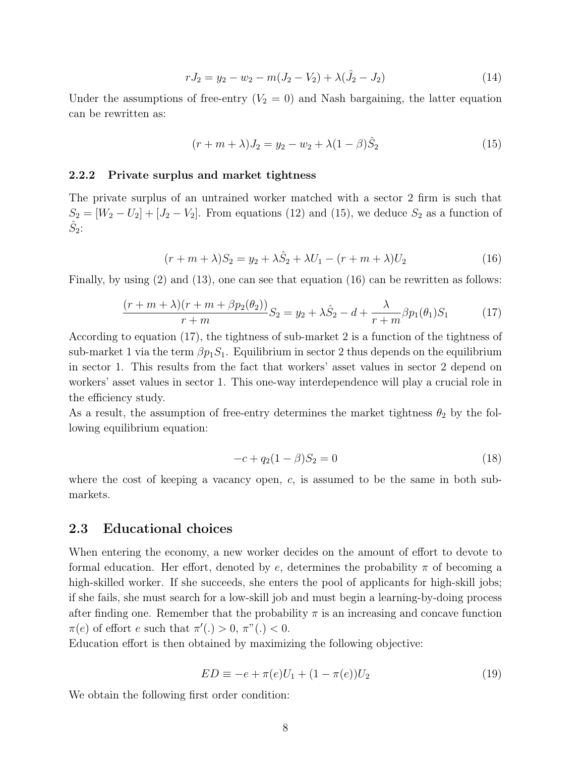$$rJ_2 = y_2 - w_2 - m(J_2 - V_2) + \lambda(\hat{J}_2 - J_2) \tag{14}$$

Under the assumptions of free-entry ($V_2 = 0$) and Nash bargaining, the latter equation can be rewritten as:

$$(r + m + \lambda)J_2 = y_2 - w_2 + \lambda(1 - \beta)\hat{S}_2 \tag{15}$$

### 2.2.2 Private surplus and market tightness

The private surplus of an untrained worker matched with a sector 2 firm is such that $S_2 = [W_2 - U_2] + [J_2 - V_2]$. From equations (12) and (15), we deduce $S_2$ as a function of $\hat{S}_2$:

$$(r + m + \lambda)S_2 = y_2 + \lambda\hat{S}_2 + \lambda U_1 - (r + m + \lambda)U_2 \tag{16}$$

Finally, by using (2) and (13), one can see that equation (16) can be rewritten as follows:

$$\frac{(r + m + \lambda)(r + m + \beta p_2(\theta_2))}{r + m} S_2 = y_2 + \lambda\hat{S}_2 - d + \frac{\lambda}{r + m}\beta p_1(\theta_1)S_1 \tag{17}$$

According to equation (17), the tightness of sub-market 2 is a function of the tightness of sub-market 1 via the term $\beta p_1 S_1$. Equilibrium in sector 2 thus depends on the equilibrium in sector 1. This results from the fact that workers' asset values in sector 2 depend on workers' asset values in sector 1. This one-way interdependence will play a crucial role in the efficiency study.

As a result, the assumption of free-entry determines the market tightness $\theta_2$ by the following equilibrium equation:

$$-c + q_2(1 - \beta)S_2 = 0 \tag{18}$$

where the cost of keeping a vacancy open, $c$, is assumed to be the same in both sub-markets.

## 2.3 Educational choices

When entering the economy, a new worker decides on the amount of effort to devote to formal education. Her effort, denoted by $e$, determines the probability $\pi$ of becoming a high-skilled worker. If she succeeds, she enters the pool of applicants for high-skill jobs; if she fails, she must search for a low-skill job and must begin a learning-by-doing process after finding one. Remember that the probability $\pi$ is an increasing and concave function $\pi(e)$ of effort $e$ such that $\pi'(.) > 0$, $\pi''(.) < 0$.

Education effort is then obtained by maximizing the following objective:

$$ED \equiv -e + \pi(e)U_1 + (1 - \pi(e))U_2 \tag{19}$$

We obtain the following first order condition: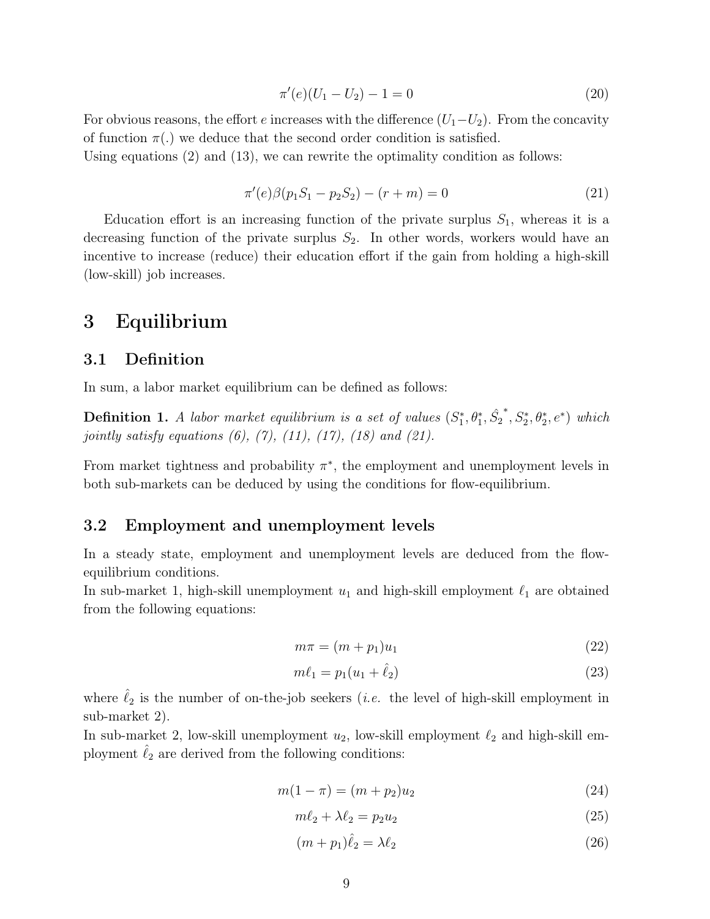$$\pi'(e)(U_1 - U_2) - 1 = 0 \tag{20}$$

For obvious reasons, the effort $e$ increases with the difference $(U_1 - U_2)$. From the concavity of function $\pi(.)$ we deduce that the second order condition is satisfied.
Using equations (2) and (13), we can rewrite the optimality condition as follows:

$$\pi'(e)\beta(p_1 S_1 - p_2 S_2) - (r + m) = 0 \tag{21}$$

Education effort is an increasing function of the private surplus $S_1$, whereas it is a decreasing function of the private surplus $S_2$. In other words, workers would have an incentive to increase (reduce) their education effort if the gain from holding a high-skill (low-skill) job increases.

# 3 Equilibrium

## 3.1 Definition

In sum, a labor market equilibrium can be defined as follows:

**Definition 1.** *A labor market equilibrium is a set of values* $(S_1^*, \theta_1^*, \hat{S}_2^*, S_2^*, \theta_2^*, e^*)$ *which jointly satisfy equations (6), (7), (11), (17), (18) and (21).*

From market tightness and probability $\pi^*$, the employment and unemployment levels in both sub-markets can be deduced by using the conditions for flow-equilibrium.

## 3.2 Employment and unemployment levels

In a steady state, employment and unemployment levels are deduced from the flow-equilibrium conditions.
In sub-market 1, high-skill unemployment $u_1$ and high-skill employment $\ell_1$ are obtained from the following equations:

$$m\pi = (m + p_1)u_1 \tag{22}$$

$$m\ell_1 = p_1(u_1 + \hat{\ell}_2) \tag{23}$$

where $\hat{\ell}_2$ is the number of on-the-job seekers (*i.e.* the level of high-skill employment in sub-market 2).
In sub-market 2, low-skill unemployment $u_2$, low-skill employment $\ell_2$ and high-skill employment $\hat{\ell}_2$ are derived from the following conditions:

$$m(1 - \pi) = (m + p_2)u_2 \tag{24}$$

$$m\ell_2 + \lambda\ell_2 = p_2 u_2 \tag{25}$$

$$(m + p_1)\hat{\ell}_2 = \lambda\ell_2 \tag{26}$$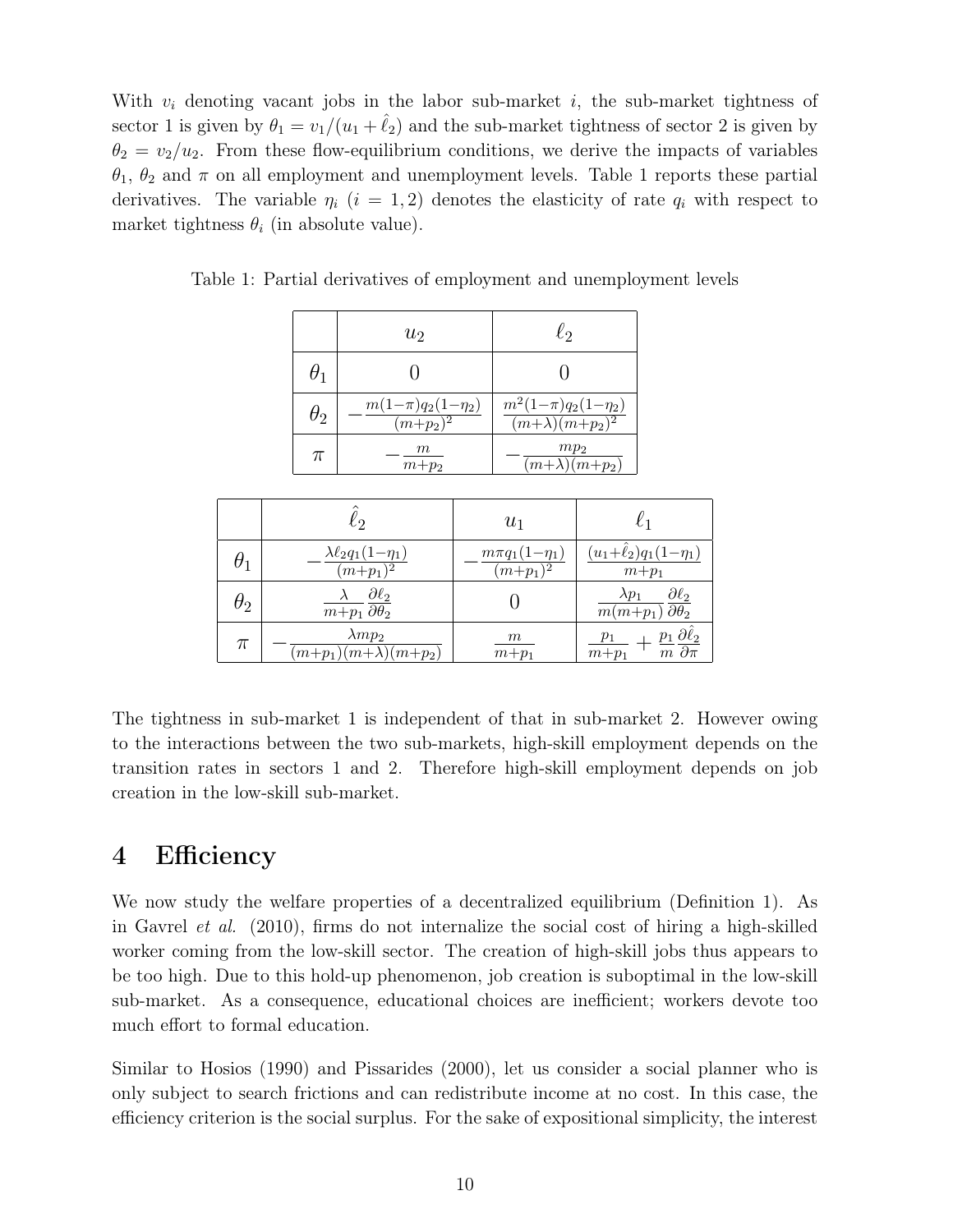With $v_i$ denoting vacant jobs in the labor sub-market $i$, the sub-market tightness of sector 1 is given by $\theta_1 = v_1/(u_1 + \hat{\ell}_2)$ and the sub-market tightness of sector 2 is given by $\theta_2 = v_2/u_2$. From these flow-equilibrium conditions, we derive the impacts of variables $\theta_1$, $\theta_2$ and $\pi$ on all employment and unemployment levels. Table 1 reports these partial derivatives. The variable $\eta_i$ ($i = 1, 2$) denotes the elasticity of rate $q_i$ with respect to market tightness $\theta_i$ (in absolute value).

Table 1: Partial derivatives of employment and unemployment levels

| | $u_2$ | $\ell_2$ |
|---|---|---|
| $\theta_1$ | $0$ | $0$ |
| $\theta_2$ | $-\frac{m(1-\pi)q_2(1-\eta_2)}{(m+p_2)^2}$ | $\frac{m^2(1-\pi)q_2(1-\eta_2)}{(m+\lambda)(m+p_2)^2}$ |
| $\pi$ | $-\frac{m}{m+p_2}$ | $-\frac{mp_2}{(m+\lambda)(m+p_2)}$ |

| | $\hat{\ell}_2$ | $u_1$ | $\ell_1$ |
|---|---|---|---|
| $\theta_1$ | $-\frac{\lambda \ell_2 q_1(1-\eta_1)}{(m+p_1)^2}$ | $-\frac{m\pi q_1(1-\eta_1)}{(m+p_1)^2}$ | $\frac{(u_1+\hat{\ell}_2)q_1(1-\eta_1)}{m+p_1}$ |
| $\theta_2$ | $\frac{\lambda}{m+p_1}\frac{\partial \ell_2}{\partial \theta_2}$ | $0$ | $\frac{\lambda p_1}{m(m+p_1)}\frac{\partial \ell_2}{\partial \theta_2}$ |
| $\pi$ | $-\frac{\lambda m p_2}{(m+p_1)(m+\lambda)(m+p_2)}$ | $\frac{m}{m+p_1}$ | $\frac{p_1}{m+p_1} + \frac{p_1}{m}\frac{\partial \hat{\ell}_2}{\partial \pi}$ |

The tightness in sub-market 1 is independent of that in sub-market 2. However owing to the interactions between the two sub-markets, high-skill employment depends on the transition rates in sectors 1 and 2. Therefore high-skill employment depends on job creation in the low-skill sub-market.

# 4 Efficiency

We now study the welfare properties of a decentralized equilibrium (Definition 1). As in Gavrel *et al.* (2010), firms do not internalize the social cost of hiring a high-skilled worker coming from the low-skill sector. The creation of high-skill jobs thus appears to be too high. Due to this hold-up phenomenon, job creation is suboptimal in the low-skill sub-market. As a consequence, educational choices are inefficient; workers devote too much effort to formal education.

Similar to Hosios (1990) and Pissarides (2000), let us consider a social planner who is only subject to search frictions and can redistribute income at no cost. In this case, the efficiency criterion is the social surplus. For the sake of expositional simplicity, the interest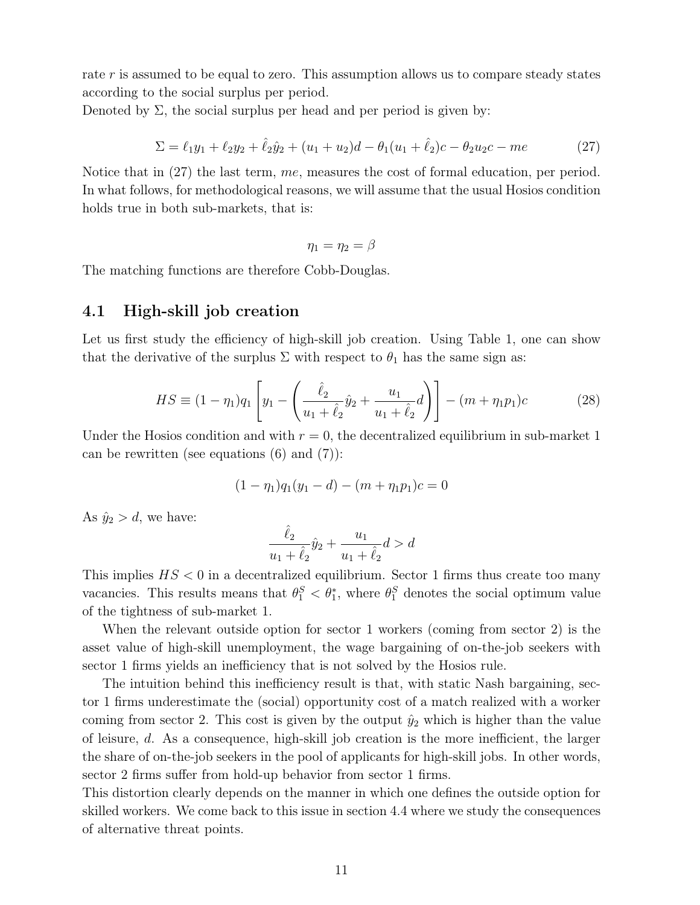rate $r$ is assumed to be equal to zero. This assumption allows us to compare steady states according to the social surplus per period.
Denoted by $\Sigma$, the social surplus per head and per period is given by:

$$\Sigma = \ell_1 y_1 + \ell_2 y_2 + \hat{\ell}_2 \hat{y}_2 + (u_1 + u_2)d - \theta_1(u_1 + \hat{\ell}_2)c - \theta_2 u_2 c - me \tag{27}$$

Notice that in (27) the last term, $me$, measures the cost of formal education, per period. In what follows, for methodological reasons, we will assume that the usual Hosios condition holds true in both sub-markets, that is:

$$\eta_1 = \eta_2 = \beta$$

The matching functions are therefore Cobb-Douglas.

## 4.1 High-skill job creation

Let us first study the efficiency of high-skill job creation. Using Table 1, one can show that the derivative of the surplus $\Sigma$ with respect to $\theta_1$ has the same sign as:

$$HS \equiv (1 - \eta_1)q_1 \left[ y_1 - \left( \frac{\hat{\ell}_2}{u_1 + \hat{\ell}_2}\hat{y}_2 + \frac{u_1}{u_1 + \hat{\ell}_2}d \right) \right] - (m + \eta_1 p_1)c \tag{28}$$

Under the Hosios condition and with $r = 0$, the decentralized equilibrium in sub-market 1 can be rewritten (see equations (6) and (7)):

$$(1 - \eta_1)q_1(y_1 - d) - (m + \eta_1 p_1)c = 0$$

As $\hat{y}_2 > d$, we have:

$$\frac{\hat{\ell}_2}{u_1 + \hat{\ell}_2}\hat{y}_2 + \frac{u_1}{u_1 + \hat{\ell}_2}d > d$$

This implies $HS < 0$ in a decentralized equilibrium. Sector 1 firms thus create too many vacancies. This results means that $\theta_1^S < \theta_1^*$, where $\theta_1^S$ denotes the social optimum value of the tightness of sub-market 1.

When the relevant outside option for sector 1 workers (coming from sector 2) is the asset value of high-skill unemployment, the wage bargaining of on-the-job seekers with sector 1 firms yields an inefficiency that is not solved by the Hosios rule.

The intuition behind this inefficiency result is that, with static Nash bargaining, sector 1 firms underestimate the (social) opportunity cost of a match realized with a worker coming from sector 2. This cost is given by the output $\hat{y}_2$ which is higher than the value of leisure, $d$. As a consequence, high-skill job creation is the more inefficient, the larger the share of on-the-job seekers in the pool of applicants for high-skill jobs. In other words, sector 2 firms suffer from hold-up behavior from sector 1 firms.
This distortion clearly depends on the manner in which one defines the outside option for skilled workers. We come back to this issue in section 4.4 where we study the consequences of alternative threat points.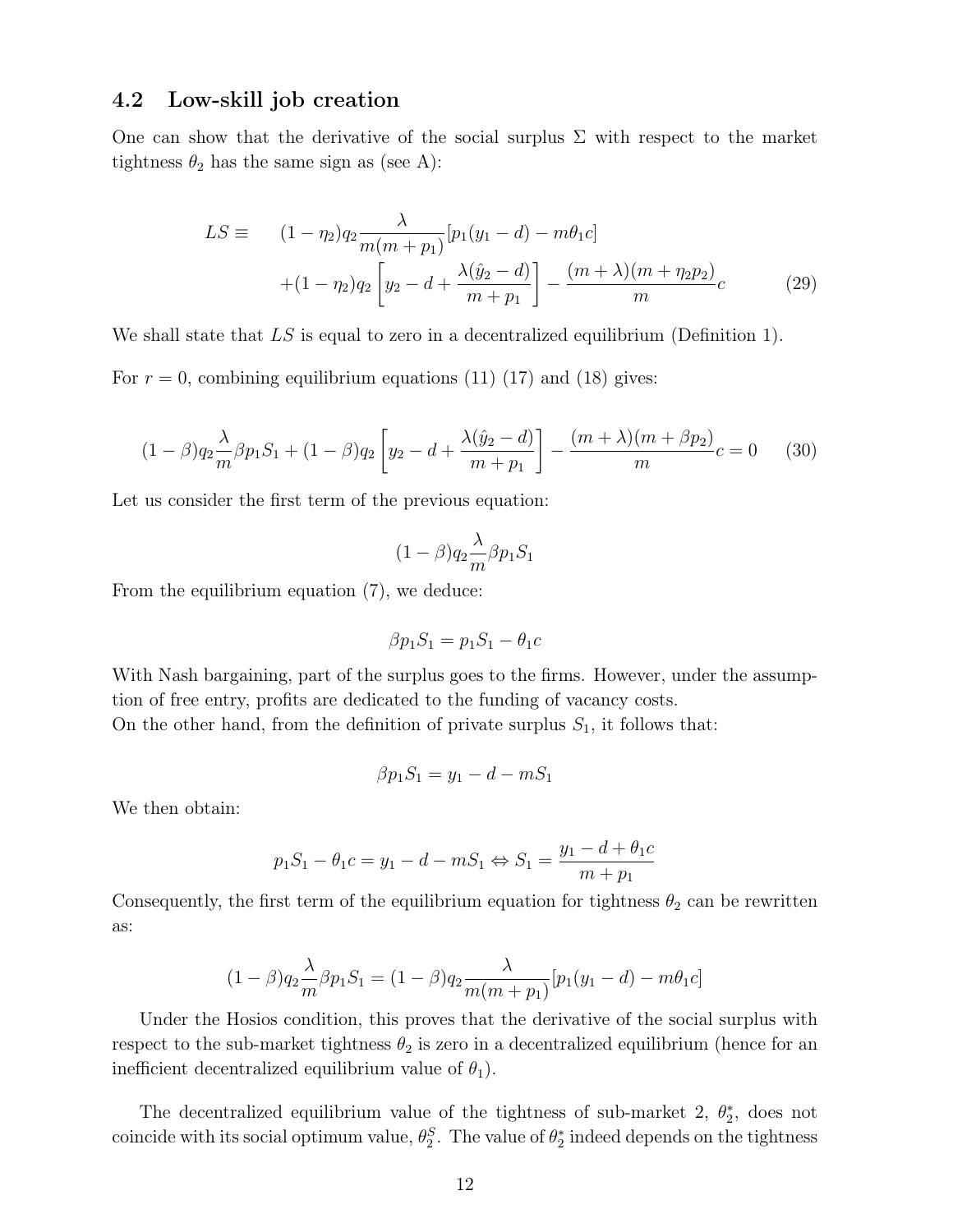### 4.2 Low-skill job creation

One can show that the derivative of the social surplus $\Sigma$ with respect to the market tightness $\theta_2$ has the same sign as (see A):

$$
\begin{aligned}
LS \equiv \quad & (1-\eta_2) q_2 \frac{\lambda}{m(m+p_1)} [p_1(y_1 - d) - m\theta_1 c] \\
& + (1-\eta_2) q_2 \left[ y_2 - d + \frac{\lambda(\hat{y}_2 - d)}{m + p_1} \right] - \frac{(m+\lambda)(m+\eta_2 p_2)}{m} c
\end{aligned} \tag{29}
$$

We shall state that $LS$ is equal to zero in a decentralized equilibrium (Definition 1).

For $r = 0$, combining equilibrium equations (11) (17) and (18) gives:

$$
(1-\beta) q_2 \frac{\lambda}{m} \beta p_1 S_1 + (1-\beta) q_2 \left[ y_2 - d + \frac{\lambda(\hat{y}_2 - d)}{m + p_1} \right] - \frac{(m+\lambda)(m+\beta p_2)}{m} c = 0 \tag{30}
$$

Let us consider the first term of the previous equation:

$$
(1-\beta) q_2 \frac{\lambda}{m} \beta p_1 S_1
$$

From the equilibrium equation (7), we deduce:

$$
\beta p_1 S_1 = p_1 S_1 - \theta_1 c
$$

With Nash bargaining, part of the surplus goes to the firms. However, under the assumption of free entry, profits are dedicated to the funding of vacancy costs.
On the other hand, from the definition of private surplus $S_1$, it follows that:

$$
\beta p_1 S_1 = y_1 - d - m S_1
$$

We then obtain:

$$
p_1 S_1 - \theta_1 c = y_1 - d - m S_1 \Leftrightarrow S_1 = \frac{y_1 - d + \theta_1 c}{m + p_1}
$$

Consequently, the first term of the equilibrium equation for tightness $\theta_2$ can be rewritten as:

$$
(1-\beta) q_2 \frac{\lambda}{m} \beta p_1 S_1 = (1-\beta) q_2 \frac{\lambda}{m(m+p_1)} [p_1(y_1 - d) - m\theta_1 c]
$$

Under the Hosios condition, this proves that the derivative of the social surplus with respect to the sub-market tightness $\theta_2$ is zero in a decentralized equilibrium (hence for an inefficient decentralized equilibrium value of $\theta_1$).

The decentralized equilibrium value of the tightness of sub-market 2, $\theta_2^*$, does not coincide with its social optimum value, $\theta_2^S$. The value of $\theta_2^*$ indeed depends on the tightness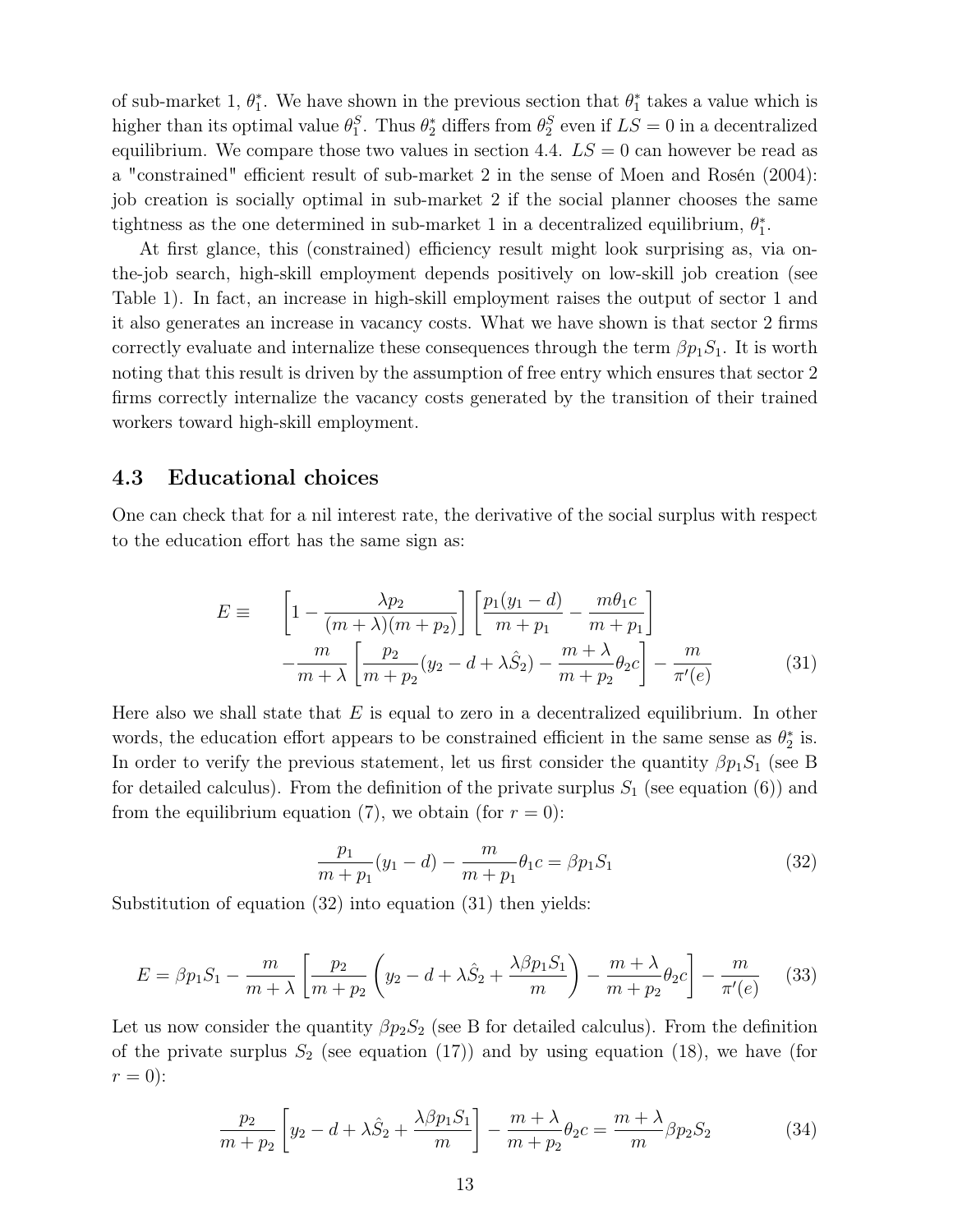of sub-market 1, $\theta_1^*$. We have shown in the previous section that $\theta_1^*$ takes a value which is higher than its optimal value $\theta_1^S$. Thus $\theta_2^*$ differs from $\theta_2^S$ even if $LS = 0$ in a decentralized equilibrium. We compare those two values in section 4.4. $LS = 0$ can however be read as a "constrained" efficient result of sub-market 2 in the sense of Moen and Rosén (2004): job creation is socially optimal in sub-market 2 if the social planner chooses the same tightness as the one determined in sub-market 1 in a decentralized equilibrium, $\theta_1^*$.

At first glance, this (constrained) efficiency result might look surprising as, via on-the-job search, high-skill employment depends positively on low-skill job creation (see Table 1). In fact, an increase in high-skill employment raises the output of sector 1 and it also generates an increase in vacancy costs. What we have shown is that sector 2 firms correctly evaluate and internalize these consequences through the term $\beta p_1 S_1$. It is worth noting that this result is driven by the assumption of free entry which ensures that sector 2 firms correctly internalize the vacancy costs generated by the transition of their trained workers toward high-skill employment.

### 4.3 Educational choices

One can check that for a nil interest rate, the derivative of the social surplus with respect to the education effort has the same sign as:

$$
\begin{aligned}
E \equiv \quad & \left[1 - \frac{\lambda p_2}{(m+\lambda)(m+p_2)}\right]\left[\frac{p_1(y_1-d)}{m+p_1} - \frac{m\theta_1 c}{m+p_1}\right] \\
& - \frac{m}{m+\lambda}\left[\frac{p_2}{m+p_2}(y_2 - d + \lambda \hat{S}_2) - \frac{m+\lambda}{m+p_2}\theta_2 c\right] - \frac{m}{\pi'(e)}
\end{aligned} \tag{31}
$$

Here also we shall state that $E$ is equal to zero in a decentralized equilibrium. In other words, the education effort appears to be constrained efficient in the same sense as $\theta_2^*$ is. In order to verify the previous statement, let us first consider the quantity $\beta p_1 S_1$ (see B for detailed calculus). From the definition of the private surplus $S_1$ (see equation (6)) and from the equilibrium equation (7), we obtain (for $r = 0$):

$$
\frac{p_1}{m+p_1}(y_1 - d) - \frac{m}{m+p_1}\theta_1 c = \beta p_1 S_1 \tag{32}
$$

Substitution of equation (32) into equation (31) then yields:

$$
E = \beta p_1 S_1 - \frac{m}{m+\lambda}\left[\frac{p_2}{m+p_2}\left(y_2 - d + \lambda \hat{S}_2 + \frac{\lambda \beta p_1 S_1}{m}\right) - \frac{m+\lambda}{m+p_2}\theta_2 c\right] - \frac{m}{\pi'(e)} \tag{33}
$$

Let us now consider the quantity $\beta p_2 S_2$ (see B for detailed calculus). From the definition of the private surplus $S_2$ (see equation (17)) and by using equation (18), we have (for $r = 0$):

$$
\frac{p_2}{m+p_2}\left[y_2 - d + \lambda \hat{S}_2 + \frac{\lambda \beta p_1 S_1}{m}\right] - \frac{m+\lambda}{m+p_2}\theta_2 c = \frac{m+\lambda}{m}\beta p_2 S_2 \tag{34}
$$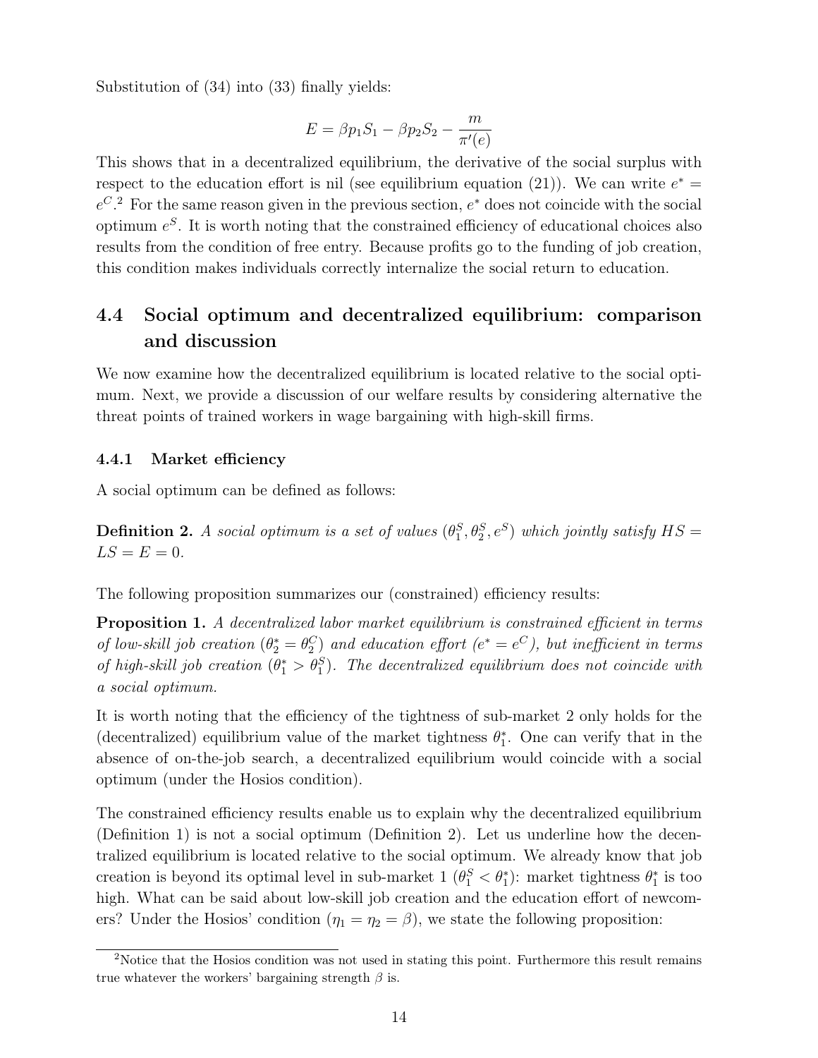Substitution of (34) into (33) finally yields:

$$E = \beta p_1 S_1 - \beta p_2 S_2 - \frac{m}{\pi'(e)}$$

This shows that in a decentralized equilibrium, the derivative of the social surplus with respect to the education effort is nil (see equilibrium equation (21)). We can write $e^* = e^C$.[2] For the same reason given in the previous section, $e^*$ does not coincide with the social optimum $e^S$. It is worth noting that the constrained efficiency of educational choices also results from the condition of free entry. Because profits go to the funding of job creation, this condition makes individuals correctly internalize the social return to education.

## 4.4 Social optimum and decentralized equilibrium: comparison and discussion

We now examine how the decentralized equilibrium is located relative to the social optimum. Next, we provide a discussion of our welfare results by considering alternative the threat points of trained workers in wage bargaining with high-skill firms.

### 4.4.1 Market efficiency

A social optimum can be defined as follows:

**Definition 2.** *A social optimum is a set of values $(\theta_1^S, \theta_2^S, e^S)$ which jointly satisfy $HS = LS = E = 0$.*

The following proposition summarizes our (constrained) efficiency results:

**Proposition 1.** *A decentralized labor market equilibrium is constrained efficient in terms of low-skill job creation ($\theta_2^* = \theta_2^C$) and education effort ($e^* = e^C$), but inefficient in terms of high-skill job creation ($\theta_1^* > \theta_1^S$). The decentralized equilibrium does not coincide with a social optimum.*

It is worth noting that the efficiency of the tightness of sub-market 2 only holds for the (decentralized) equilibrium value of the market tightness $\theta_1^*$. One can verify that in the absence of on-the-job search, a decentralized equilibrium would coincide with a social optimum (under the Hosios condition).

The constrained efficiency results enable us to explain why the decentralized equilibrium (Definition 1) is not a social optimum (Definition 2). Let us underline how the decentralized equilibrium is located relative to the social optimum. We already know that job creation is beyond its optimal level in sub-market 1 ($\theta_1^S < \theta_1^*$): market tightness $\theta_1^*$ is too high. What can be said about low-skill job creation and the education effort of newcomers? Under the Hosios' condition ($\eta_1 = \eta_2 = \beta$), we state the following proposition:

[2] Notice that the Hosios condition was not used in stating this point. Furthermore this result remains true whatever the workers' bargaining strength $\beta$ is.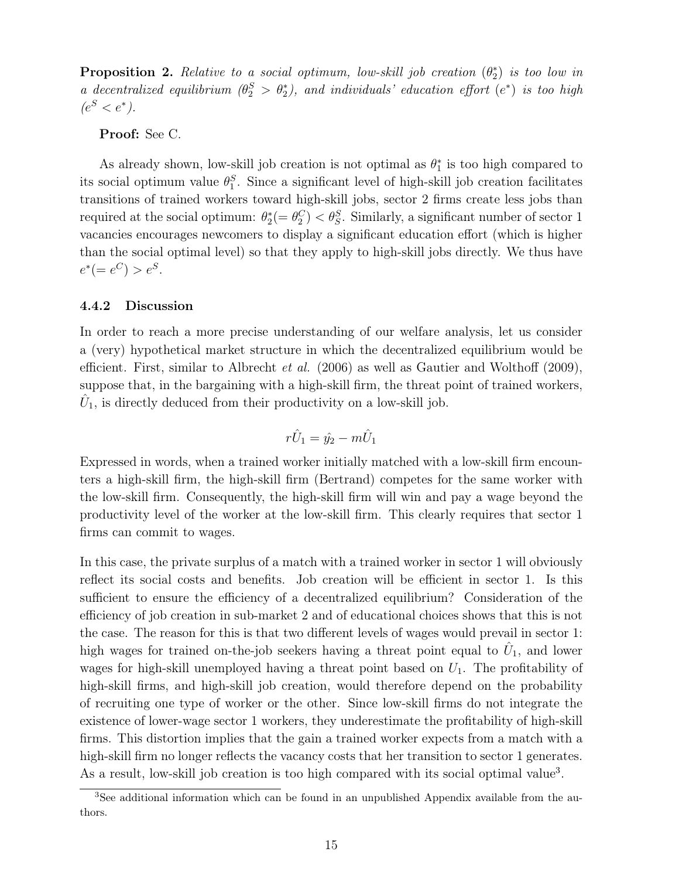**Proposition 2.** *Relative to a social optimum, low-skill job creation ($\theta_2^*$) is too low in a decentralized equilibrium ($\theta_2^S > \theta_2^*$), and individuals' education effort ($e^*$) is too high ($e^S < e^*$).*

**Proof:** See C.

As already shown, low-skill job creation is not optimal as $\theta_1^*$ is too high compared to its social optimum value $\theta_1^S$. Since a significant level of high-skill job creation facilitates transitions of trained workers toward high-skill jobs, sector 2 firms create less jobs than required at the social optimum: $\theta_2^*(=\theta_2^C) < \theta_S^S$. Similarly, a significant number of sector 1 vacancies encourages newcomers to display a significant education effort (which is higher than the social optimal level) so that they apply to high-skill jobs directly. We thus have $e^*(=e^C) > e^S$.

### 4.4.2 Discussion

In order to reach a more precise understanding of our welfare analysis, let us consider a (very) hypothetical market structure in which the decentralized equilibrium would be efficient. First, similar to Albrecht *et al.* (2006) as well as Gautier and Wolthoff (2009), suppose that, in the bargaining with a high-skill firm, the threat point of trained workers, $\hat{U}_1$, is directly deduced from their productivity on a low-skill job.

$$r\hat{U}_1 = \hat{y}_2 - m\hat{U}_1$$

Expressed in words, when a trained worker initially matched with a low-skill firm encounters a high-skill firm, the high-skill firm (Bertrand) competes for the same worker with the low-skill firm. Consequently, the high-skill firm will win and pay a wage beyond the productivity level of the worker at the low-skill firm. This clearly requires that sector 1 firms can commit to wages.

In this case, the private surplus of a match with a trained worker in sector 1 will obviously reflect its social costs and benefits. Job creation will be efficient in sector 1. Is this sufficient to ensure the efficiency of a decentralized equilibrium? Consideration of the efficiency of job creation in sub-market 2 and of educational choices shows that this is not the case. The reason for this is that two different levels of wages would prevail in sector 1: high wages for trained on-the-job seekers having a threat point equal to $\hat{U}_1$, and lower wages for high-skill unemployed having a threat point based on $U_1$. The profitability of high-skill firms, and high-skill job creation, would therefore depend on the probability of recruiting one type of worker or the other. Since low-skill firms do not integrate the existence of lower-wage sector 1 workers, they underestimate the profitability of high-skill firms. This distortion implies that the gain a trained worker expects from a match with a high-skill firm no longer reflects the vacancy costs that her transition to sector 1 generates. As a result, low-skill job creation is too high compared with its social optimal value[3].

[3]See additional information which can be found in an unpublished Appendix available from the authors.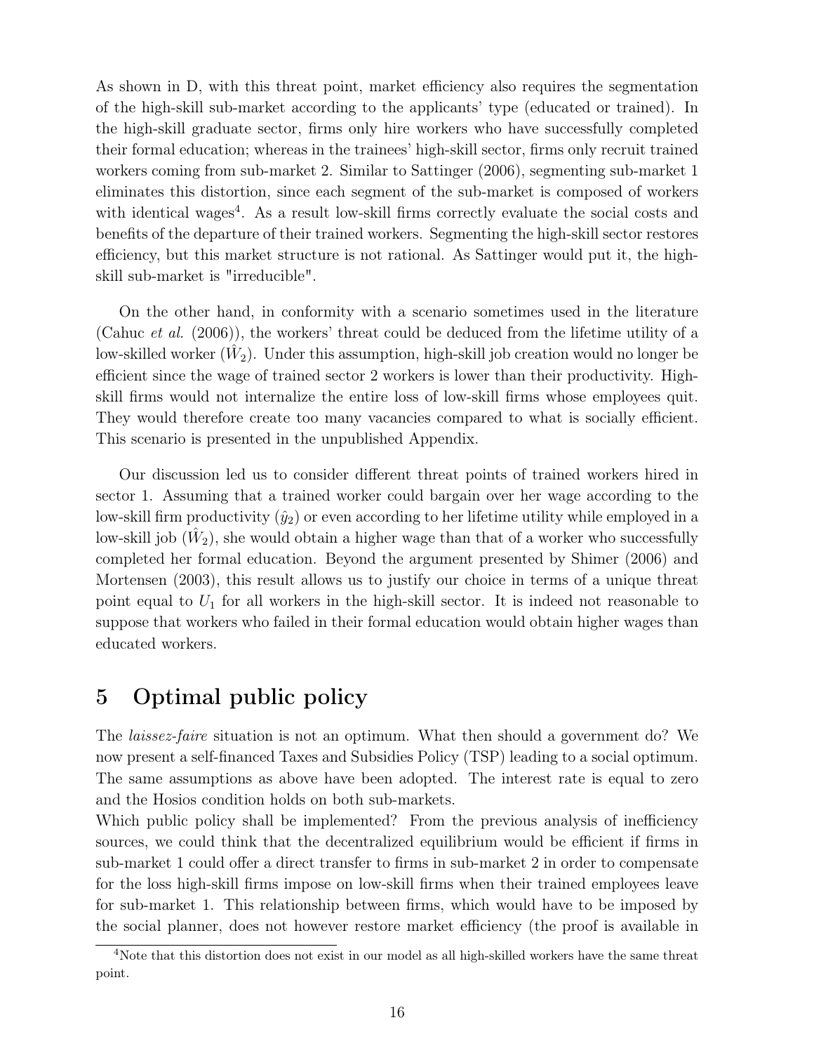As shown in D, with this threat point, market efficiency also requires the segmentation of the high-skill sub-market according to the applicants' type (educated or trained). In the high-skill graduate sector, firms only hire workers who have successfully completed their formal education; whereas in the trainees' high-skill sector, firms only recruit trained workers coming from sub-market 2. Similar to Sattinger (2006), segmenting sub-market 1 eliminates this distortion, since each segment of the sub-market is composed of workers with identical wages[4]. As a result low-skill firms correctly evaluate the social costs and benefits of the departure of their trained workers. Segmenting the high-skill sector restores efficiency, but this market structure is not rational. As Sattinger would put it, the high-skill sub-market is "irreducible".

On the other hand, in conformity with a scenario sometimes used in the literature (Cahuc *et al.* (2006)), the workers' threat could be deduced from the lifetime utility of a low-skilled worker ($\hat{W}_2$). Under this assumption, high-skill job creation would no longer be efficient since the wage of trained sector 2 workers is lower than their productivity. High-skill firms would not internalize the entire loss of low-skill firms whose employees quit. They would therefore create too many vacancies compared to what is socially efficient. This scenario is presented in the unpublished Appendix.

Our discussion led us to consider different threat points of trained workers hired in sector 1. Assuming that a trained worker could bargain over her wage according to the low-skill firm productivity ($\hat{y}_2$) or even according to her lifetime utility while employed in a low-skill job ($\hat{W}_2$), she would obtain a higher wage than that of a worker who successfully completed her formal education. Beyond the argument presented by Shimer (2006) and Mortensen (2003), this result allows us to justify our choice in terms of a unique threat point equal to $U_1$ for all workers in the high-skill sector. It is indeed not reasonable to suppose that workers who failed in their formal education would obtain higher wages than educated workers.

# 5 Optimal public policy

The *laissez-faire* situation is not an optimum. What then should a government do? We now present a self-financed Taxes and Subsidies Policy (TSP) leading to a social optimum. The same assumptions as above have been adopted. The interest rate is equal to zero and the Hosios condition holds on both sub-markets.
Which public policy shall be implemented? From the previous analysis of inefficiency sources, we could think that the decentralized equilibrium would be efficient if firms in sub-market 1 could offer a direct transfer to firms in sub-market 2 in order to compensate for the loss high-skill firms impose on low-skill firms when their trained employees leave for sub-market 1. This relationship between firms, which would have to be imposed by the social planner, does not however restore market efficiency (the proof is available in

[4] Note that this distortion does not exist in our model as all high-skilled workers have the same threat point.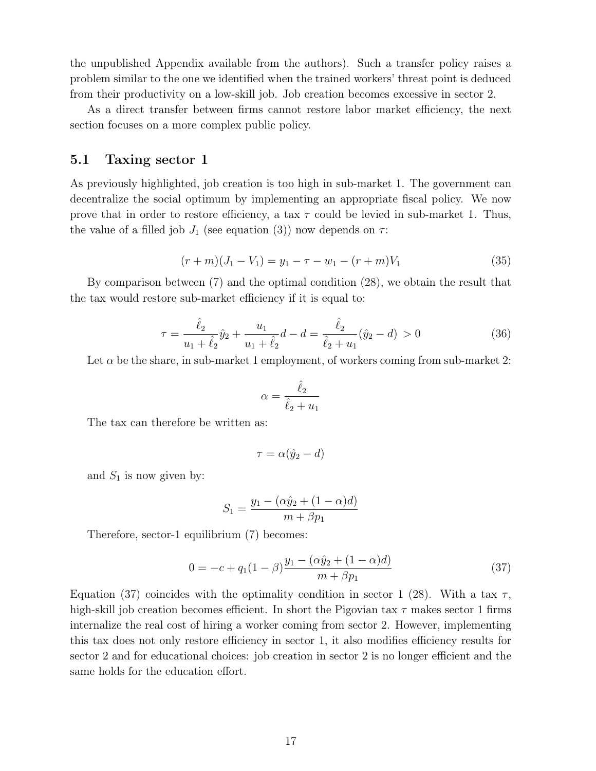the unpublished Appendix available from the authors). Such a transfer policy raises a problem similar to the one we identified when the trained workers' threat point is deduced from their productivity on a low-skill job. Job creation becomes excessive in sector 2.

As a direct transfer between firms cannot restore labor market efficiency, the next section focuses on a more complex public policy.

## 5.1 Taxing sector 1

As previously highlighted, job creation is too high in sub-market 1. The government can decentralize the social optimum by implementing an appropriate fiscal policy. We now prove that in order to restore efficiency, a tax $\tau$ could be levied in sub-market 1. Thus, the value of a filled job $J_1$ (see equation (3)) now depends on $\tau$:

$$(r+m)(J_1 - V_1) = y_1 - \tau - w_1 - (r+m)V_1 \tag{35}$$

By comparison between (7) and the optimal condition (28), we obtain the result that the tax would restore sub-market efficiency if it is equal to:

$$\tau = \frac{\hat{\ell}_2}{u_1 + \hat{\ell}_2}\hat{y}_2 + \frac{u_1}{u_1 + \hat{\ell}_2}d - d = \frac{\hat{\ell}_2}{\hat{\ell}_2 + u_1}(\hat{y}_2 - d) > 0 \tag{36}$$

Let $\alpha$ be the share, in sub-market 1 employment, of workers coming from sub-market 2:

$$\alpha = \frac{\hat{\ell}_2}{\hat{\ell}_2 + u_1}$$

The tax can therefore be written as:

$$\tau = \alpha(\hat{y}_2 - d)$$

and $S_1$ is now given by:

$$S_1 = \frac{y_1 - (\alpha\hat{y}_2 + (1-\alpha)d)}{m + \beta p_1}$$

Therefore, sector-1 equilibrium (7) becomes:

$$0 = -c + q_1(1-\beta)\frac{y_1 - (\alpha\hat{y}_2 + (1-\alpha)d)}{m + \beta p_1} \tag{37}$$

Equation (37) coincides with the optimality condition in sector 1 (28). With a tax $\tau$, high-skill job creation becomes efficient. In short the Pigovian tax $\tau$ makes sector 1 firms internalize the real cost of hiring a worker coming from sector 2. However, implementing this tax does not only restore efficiency in sector 1, it also modifies efficiency results for sector 2 and for educational choices: job creation in sector 2 is no longer efficient and the same holds for the education effort.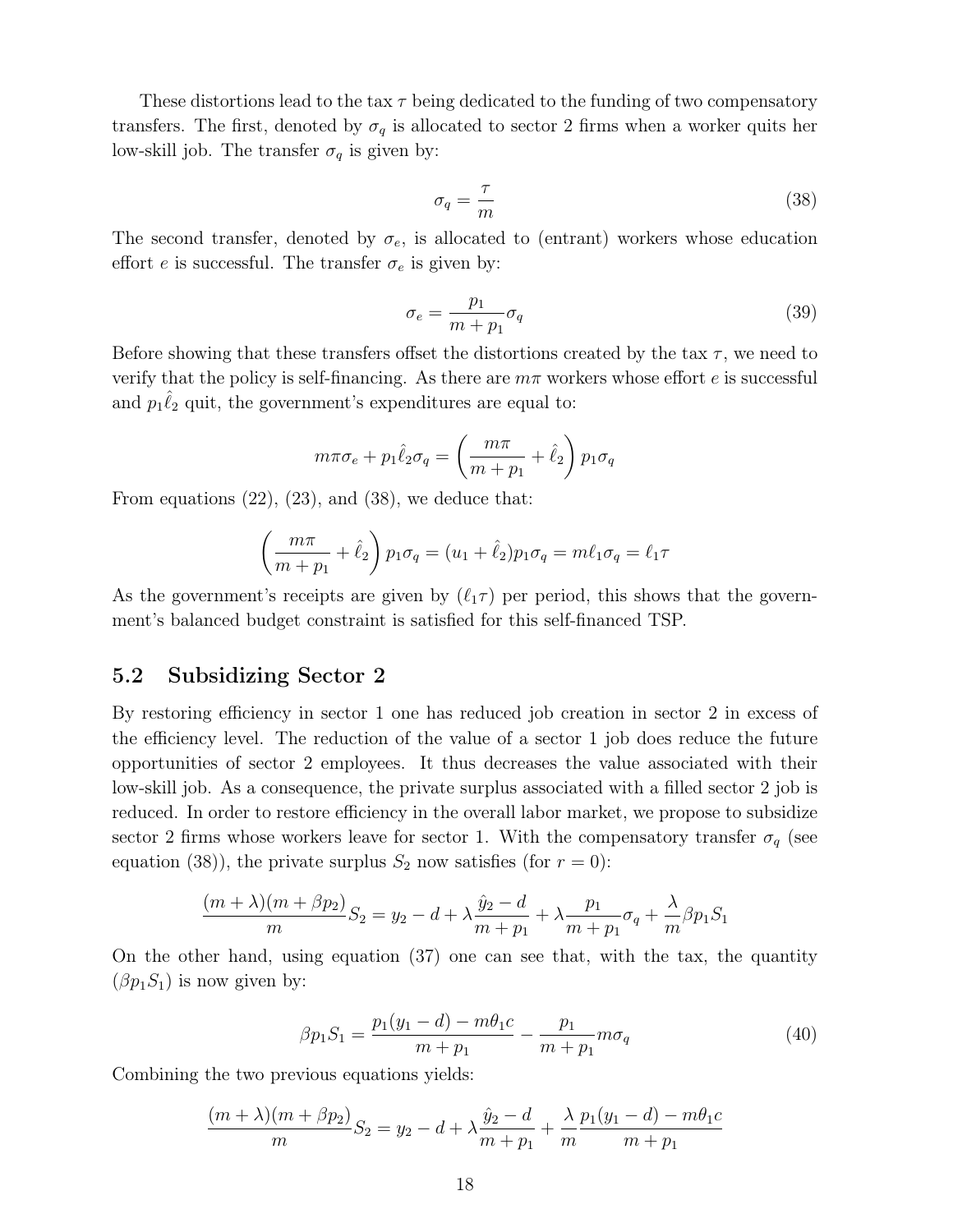These distortions lead to the tax $\tau$ being dedicated to the funding of two compensatory transfers. The first, denoted by $\sigma_q$ is allocated to sector 2 firms when a worker quits her low-skill job. The transfer $\sigma_q$ is given by:

$$\sigma_q = \frac{\tau}{m} \tag{38}$$

The second transfer, denoted by $\sigma_e$, is allocated to (entrant) workers whose education effort $e$ is successful. The transfer $\sigma_e$ is given by:

$$\sigma_e = \frac{p_1}{m + p_1}\sigma_q \tag{39}$$

Before showing that these transfers offset the distortions created by the tax $\tau$, we need to verify that the policy is self-financing. As there are $m\pi$ workers whose effort $e$ is successful and $p_1\hat{\ell}_2$ quit, the government's expenditures are equal to:

$$m\pi\sigma_e + p_1\hat{\ell}_2\sigma_q = \left(\frac{m\pi}{m+p_1} + \hat{\ell}_2\right)p_1\sigma_q$$

From equations (22), (23), and (38), we deduce that:

$$\left(\frac{m\pi}{m+p_1} + \hat{\ell}_2\right)p_1\sigma_q = (u_1 + \hat{\ell}_2)p_1\sigma_q = m\ell_1\sigma_q = \ell_1\tau$$

As the government's receipts are given by $(\ell_1\tau)$ per period, this shows that the government's balanced budget constraint is satisfied for this self-financed TSP.

## 5.2 Subsidizing Sector 2

By restoring efficiency in sector 1 one has reduced job creation in sector 2 in excess of the efficiency level. The reduction of the value of a sector 1 job does reduce the future opportunities of sector 2 employees. It thus decreases the value associated with their low-skill job. As a consequence, the private surplus associated with a filled sector 2 job is reduced. In order to restore efficiency in the overall labor market, we propose to subsidize sector 2 firms whose workers leave for sector 1. With the compensatory transfer $\sigma_q$ (see equation (38)), the private surplus $S_2$ now satisfies (for $r = 0$):

$$\frac{(m+\lambda)(m+\beta p_2)}{m}S_2 = y_2 - d + \lambda\frac{\hat{y}_2 - d}{m+p_1} + \lambda\frac{p_1}{m+p_1}\sigma_q + \frac{\lambda}{m}\beta p_1 S_1$$

On the other hand, using equation (37) one can see that, with the tax, the quantity $(\beta p_1 S_1)$ is now given by:

$$\beta p_1 S_1 = \frac{p_1(y_1 - d) - m\theta_1 c}{m+p_1} - \frac{p_1}{m+p_1}m\sigma_q \tag{40}$$

Combining the two previous equations yields:

$$\frac{(m+\lambda)(m+\beta p_2)}{m}S_2 = y_2 - d + \lambda\frac{\hat{y}_2 - d}{m+p_1} + \frac{\lambda}{m}\frac{p_1(y_1 - d) - m\theta_1 c}{m+p_1}$$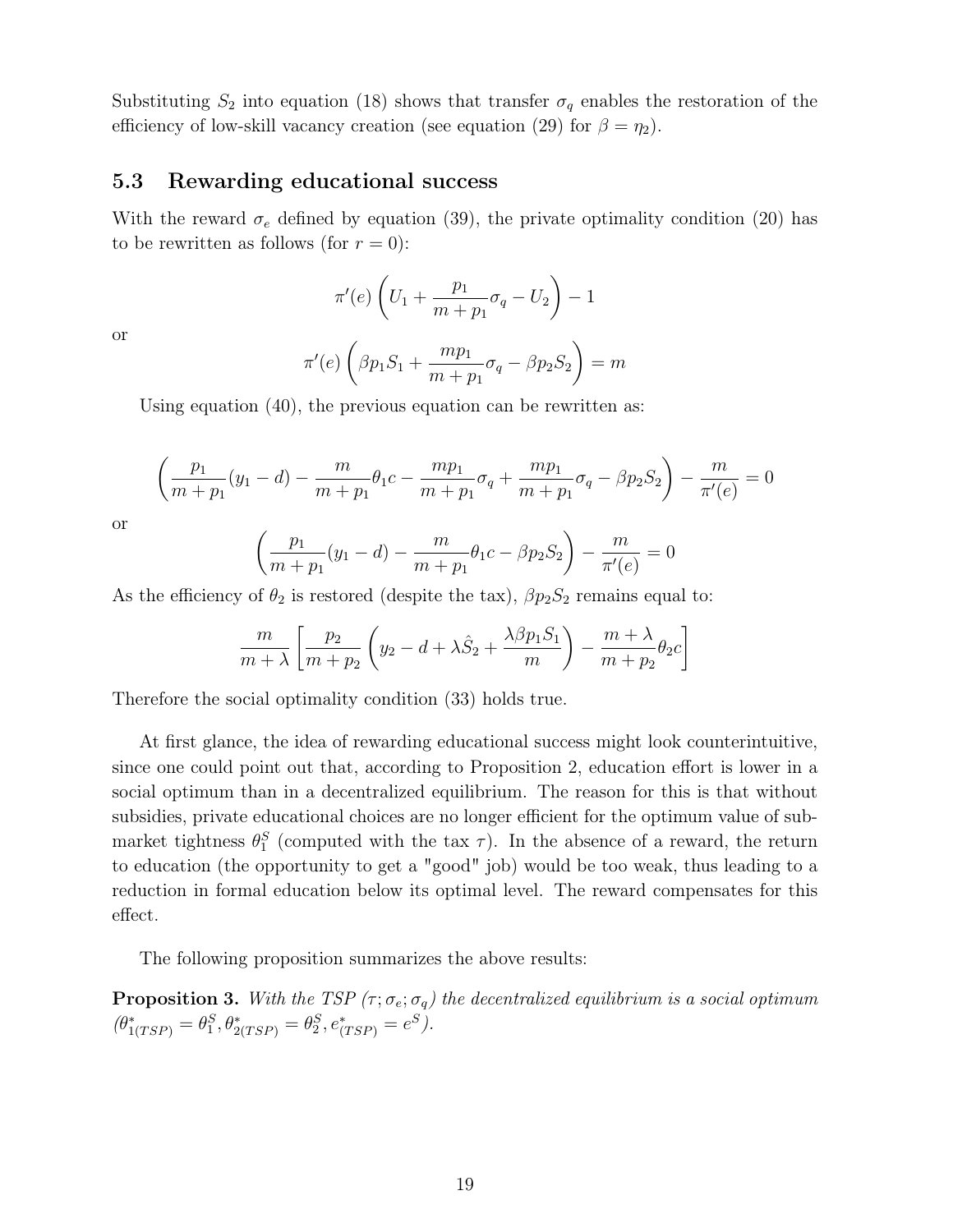Substituting $S_2$ into equation (18) shows that transfer $\sigma_q$ enables the restoration of the efficiency of low-skill vacancy creation (see equation (29) for $\beta = \eta_2$).

## 5.3 Rewarding educational success

With the reward $\sigma_e$ defined by equation (39), the private optimality condition (20) has to be rewritten as follows (for $r = 0$):

$$\pi'(e)\left(U_1 + \frac{p_1}{m+p_1}\sigma_q - U_2\right) - 1$$

or

$$\pi'(e)\left(\beta p_1 S_1 + \frac{mp_1}{m+p_1}\sigma_q - \beta p_2 S_2\right) = m$$

Using equation (40), the previous equation can be rewritten as:

$$\left(\frac{p_1}{m+p_1}(y_1 - d) - \frac{m}{m+p_1}\theta_1 c - \frac{mp_1}{m+p_1}\sigma_q + \frac{mp_1}{m+p_1}\sigma_q - \beta p_2 S_2\right) - \frac{m}{\pi'(e)} = 0$$

or

$$\left(\frac{p_1}{m+p_1}(y_1 - d) - \frac{m}{m+p_1}\theta_1 c - \beta p_2 S_2\right) - \frac{m}{\pi'(e)} = 0$$

As the efficiency of $\theta_2$ is restored (despite the tax), $\beta p_2 S_2$ remains equal to:

$$\frac{m}{m+\lambda}\left[\frac{p_2}{m+p_2}\left(y_2 - d + \lambda \hat{S}_2 + \frac{\lambda \beta p_1 S_1}{m}\right) - \frac{m+\lambda}{m+p_2}\theta_2 c\right]$$

Therefore the social optimality condition (33) holds true.

At first glance, the idea of rewarding educational success might look counterintuitive, since one could point out that, according to Proposition 2, education effort is lower in a social optimum than in a decentralized equilibrium. The reason for this is that without subsidies, private educational choices are no longer efficient for the optimum value of sub-market tightness $\theta_1^S$ (computed with the tax $\tau$). In the absence of a reward, the return to education (the opportunity to get a "good" job) would be too weak, thus leading to a reduction in formal education below its optimal level. The reward compensates for this effect.

The following proposition summarizes the above results:

**Proposition 3.** *With the TSP ($\tau; \sigma_e; \sigma_q$) the decentralized equilibrium is a social optimum ($\theta^*_{1(TSP)} = \theta_1^S, \theta^*_{2(TSP)} = \theta_2^S, e^*_{(TSP)} = e^S$).*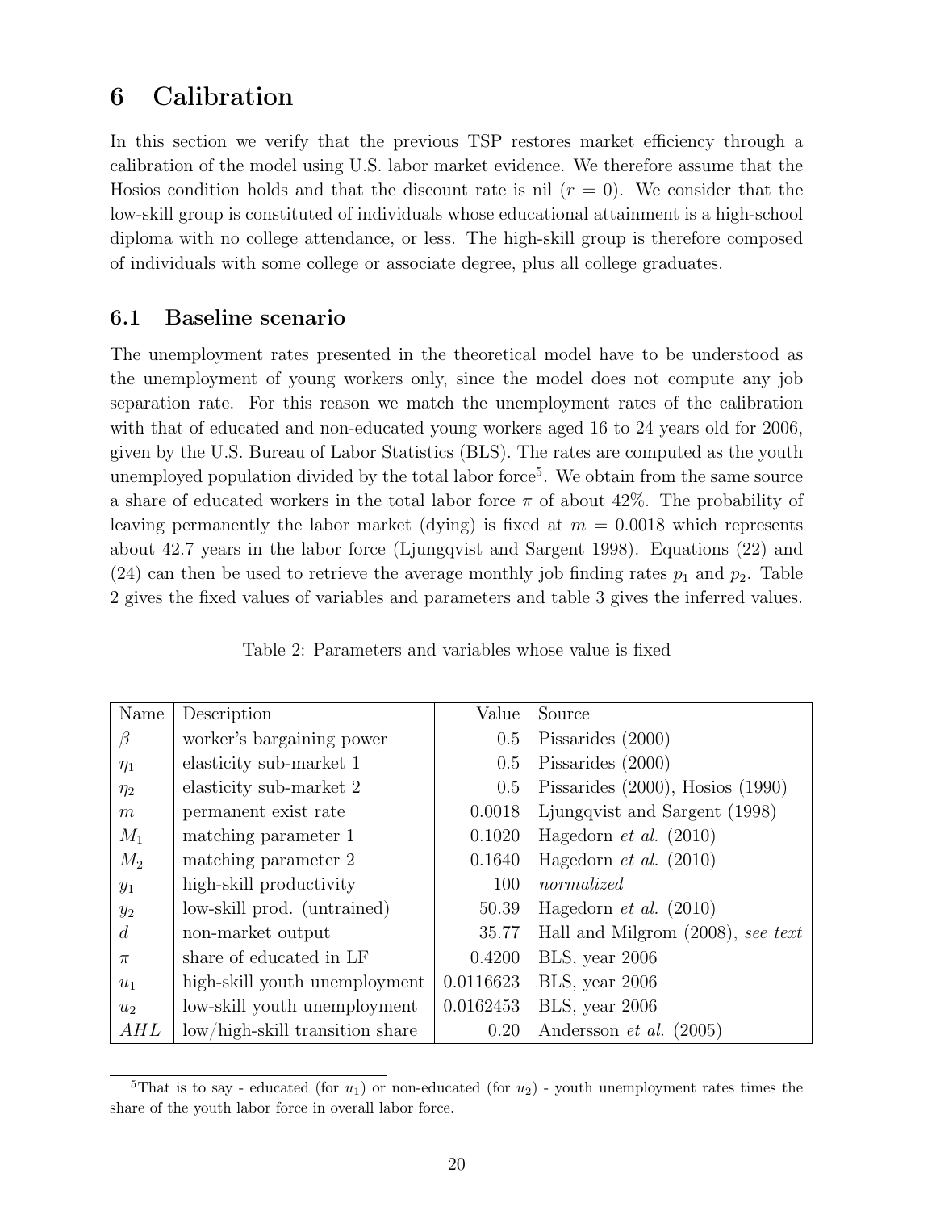# 6 Calibration

In this section we verify that the previous TSP restores market efficiency through a calibration of the model using U.S. labor market evidence. We therefore assume that the Hosios condition holds and that the discount rate is nil ($r = 0$). We consider that the low-skill group is constituted of individuals whose educational attainment is a high-school diploma with no college attendance, or less. The high-skill group is therefore composed of individuals with some college or associate degree, plus all college graduates.

## 6.1 Baseline scenario

The unemployment rates presented in the theoretical model have to be understood as the unemployment of young workers only, since the model does not compute any job separation rate. For this reason we match the unemployment rates of the calibration with that of educated and non-educated young workers aged 16 to 24 years old for 2006, given by the U.S. Bureau of Labor Statistics (BLS). The rates are computed as the youth unemployed population divided by the total labor force[5]. We obtain from the same source a share of educated workers in the total labor force $\pi$ of about 42%. The probability of leaving permanently the labor market (dying) is fixed at $m = 0.0018$ which represents about 42.7 years in the labor force (Ljungqvist and Sargent 1998). Equations (22) and (24) can then be used to retrieve the average monthly job finding rates $p_1$ and $p_2$. Table 2 gives the fixed values of variables and parameters and table 3 gives the inferred values.

Table 2: Parameters and variables whose value is fixed

| Name | Description | Value | Source |
|---|---|---|---|
| $\beta$ | worker's bargaining power | 0.5 | Pissarides (2000) |
| $\eta_1$ | elasticity sub-market 1 | 0.5 | Pissarides (2000) |
| $\eta_2$ | elasticity sub-market 2 | 0.5 | Pissarides (2000), Hosios (1990) |
| $m$ | permanent exist rate | 0.0018 | Ljungqvist and Sargent (1998) |
| $M_1$ | matching parameter 1 | 0.1020 | Hagedorn *et al.* (2010) |
| $M_2$ | matching parameter 2 | 0.1640 | Hagedorn *et al.* (2010) |
| $y_1$ | high-skill productivity | 100 | *normalized* |
| $y_2$ | low-skill prod. (untrained) | 50.39 | Hagedorn *et al.* (2010) |
| $d$ | non-market output | 35.77 | Hall and Milgrom (2008), *see text* |
| $\pi$ | share of educated in LF | 0.4200 | BLS, year 2006 |
| $u_1$ | high-skill youth unemployment | 0.0116623 | BLS, year 2006 |
| $u_2$ | low-skill youth unemployment | 0.0162453 | BLS, year 2006 |
| $AHL$ | low/high-skill transition share | 0.20 | Andersson *et al.* (2005) |

[5] That is to say - educated (for $u_1$) or non-educated (for $u_2$) - youth unemployment rates times the share of the youth labor force in overall labor force.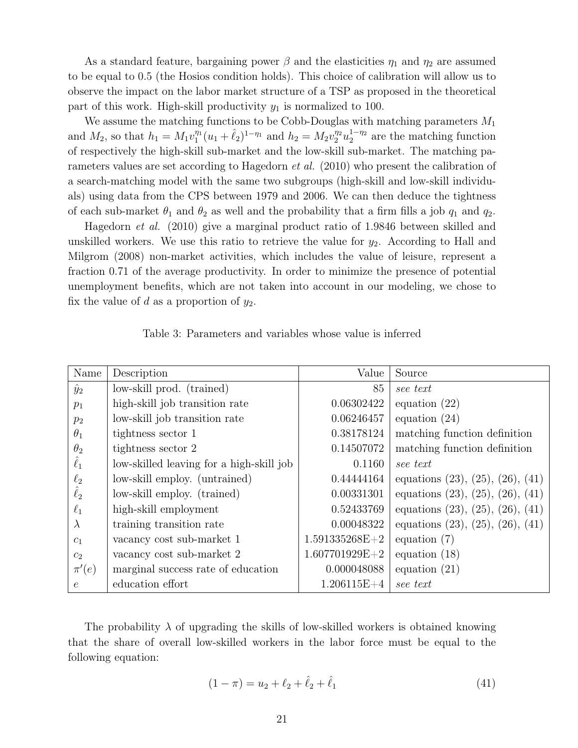As a standard feature, bargaining power $\beta$ and the elasticities $\eta_1$ and $\eta_2$ are assumed to be equal to 0.5 (the Hosios condition holds). This choice of calibration will allow us to observe the impact on the labor market structure of a TSP as proposed in the theoretical part of this work. High-skill productivity $y_1$ is normalized to 100.

We assume the matching functions to be Cobb-Douglas with matching parameters $M_1$ and $M_2$, so that $h_1 = M_1 v_1^{\eta_1}(u_1 + \hat{\ell}_2)^{1-\eta_1}$ and $h_2 = M_2 v_2^{\eta_2} u_2^{1-\eta_2}$ are the matching function of respectively the high-skill sub-market and the low-skill sub-market. The matching parameters values are set according to Hagedorn *et al.* (2010) who present the calibration of a search-matching model with the same two subgroups (high-skill and low-skill individuals) using data from the CPS between 1979 and 2006. We can then deduce the tightness of each sub-market $\theta_1$ and $\theta_2$ as well and the probability that a firm fills a job $q_1$ and $q_2$.

Hagedorn *et al.* (2010) give a marginal product ratio of 1.9846 between skilled and unskilled workers. We use this ratio to retrieve the value for $y_2$. According to Hall and Milgrom (2008) non-market activities, which includes the value of leisure, represent a fraction 0.71 of the average productivity. In order to minimize the presence of potential unemployment benefits, which are not taken into account in our modeling, we chose to fix the value of $d$ as a proportion of $y_2$.

Table 3: Parameters and variables whose value is inferred

| Name | Description | Value | Source |
|---|---|---:|---|
| $\hat{y}_2$ | low-skill prod. (trained) | 85 | *see text* |
| $p_1$ | high-skill job transition rate | 0.06302422 | equation (22) |
| $p_2$ | low-skill job transition rate | 0.06246457 | equation (24) |
| $\theta_1$ | tightness sector 1 | 0.38178124 | matching function definition |
| $\theta_2$ | tightness sector 2 | 0.14507072 | matching function definition |
| $\hat{\ell}_1$ | low-skilled leaving for a high-skill job | 0.1160 | *see text* |
| $\ell_2$ | low-skill employ. (untrained) | 0.44444164 | equations (23), (25), (26), (41) |
| $\hat{\ell}_2$ | low-skill employ. (trained) | 0.00331301 | equations (23), (25), (26), (41) |
| $\ell_1$ | high-skill employment | 0.52433769 | equations (23), (25), (26), (41) |
| $\lambda$ | training transition rate | 0.00048322 | equations (23), (25), (26), (41) |
| $c_1$ | vacancy cost sub-market 1 | 1.591335268E+2 | equation (7) |
| $c_2$ | vacancy cost sub-market 2 | 1.607701929E+2 | equation (18) |
| $\pi'(e)$ | marginal success rate of education | 0.000048088 | equation (21) |
| $e$ | education effort | 1.206115E+4 | *see text* |

The probability $\lambda$ of upgrading the skills of low-skilled workers is obtained knowing that the share of overall low-skilled workers in the labor force must be equal to the following equation:

$$(1 - \pi) = u_2 + \ell_2 + \hat{\ell}_2 + \hat{\ell}_1 \tag{41}$$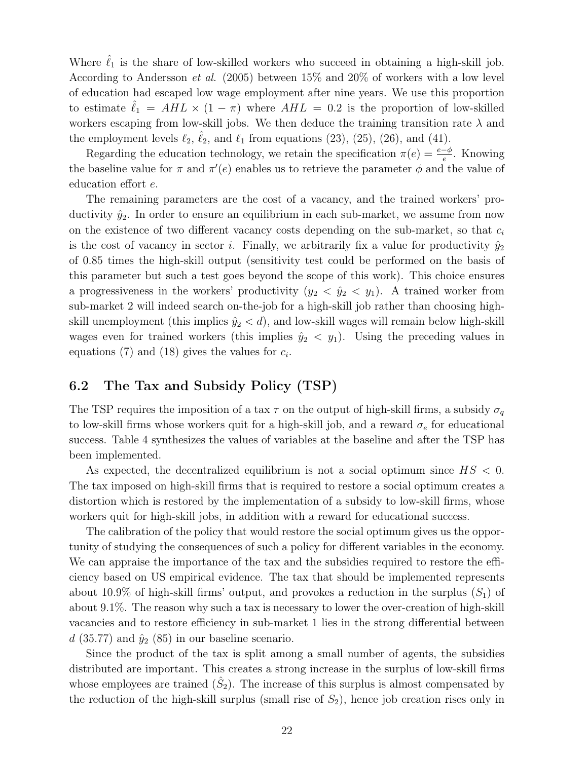Where $\hat{\ell}_1$ is the share of low-skilled workers who succeed in obtaining a high-skill job. According to Andersson *et al.* (2005) between 15% and 20% of workers with a low level of education had escaped low wage employment after nine years. We use this proportion to estimate $\hat{\ell}_1 = AHL \times (1 - \pi)$ where $AHL = 0.2$ is the proportion of low-skilled workers escaping from low-skill jobs. We then deduce the training transition rate $\lambda$ and the employment levels $\ell_2$, $\hat{\ell}_2$, and $\ell_1$ from equations (23), (25), (26), and (41).

Regarding the education technology, we retain the specification $\pi(e) = \frac{e-\phi}{e}$. Knowing the baseline value for $\pi$ and $\pi'(e)$ enables us to retrieve the parameter $\phi$ and the value of education effort $e$.

The remaining parameters are the cost of a vacancy, and the trained workers' productivity $\hat{y}_2$. In order to ensure an equilibrium in each sub-market, we assume from now on the existence of two different vacancy costs depending on the sub-market, so that $c_i$ is the cost of vacancy in sector $i$. Finally, we arbitrarily fix a value for productivity $\hat{y}_2$ of 0.85 times the high-skill output (sensitivity test could be performed on the basis of this parameter but such a test goes beyond the scope of this work). This choice ensures a progressiveness in the workers' productivity ($y_2 < \hat{y}_2 < y_1$). A trained worker from sub-market 2 will indeed search on-the-job for a high-skill job rather than choosing high-skill unemployment (this implies $\hat{y}_2 < d$), and low-skill wages will remain below high-skill wages even for trained workers (this implies $\hat{y}_2 < y_1$). Using the preceding values in equations (7) and (18) gives the values for $c_i$.

## 6.2 The Tax and Subsidy Policy (TSP)

The TSP requires the imposition of a tax $\tau$ on the output of high-skill firms, a subsidy $\sigma_q$ to low-skill firms whose workers quit for a high-skill job, and a reward $\sigma_e$ for educational success. Table 4 synthesizes the values of variables at the baseline and after the TSP has been implemented.

As expected, the decentralized equilibrium is not a social optimum since $HS < 0$. The tax imposed on high-skill firms that is required to restore a social optimum creates a distortion which is restored by the implementation of a subsidy to low-skill firms, whose workers quit for high-skill jobs, in addition with a reward for educational success.

The calibration of the policy that would restore the social optimum gives us the opportunity of studying the consequences of such a policy for different variables in the economy. We can appraise the importance of the tax and the subsidies required to restore the efficiency based on US empirical evidence. The tax that should be implemented represents about 10.9% of high-skill firms' output, and provokes a reduction in the surplus ($S_1$) of about 9.1%. The reason why such a tax is necessary to lower the over-creation of high-skill vacancies and to restore efficiency in sub-market 1 lies in the strong differential between $d$ (35.77) and $\hat{y}_2$ (85) in our baseline scenario.

Since the product of the tax is split among a small number of agents, the subsidies distributed are important. This creates a strong increase in the surplus of low-skill firms whose employees are trained ($\hat{S}_2$). The increase of this surplus is almost compensated by the reduction of the high-skill surplus (small rise of $S_2$), hence job creation rises only in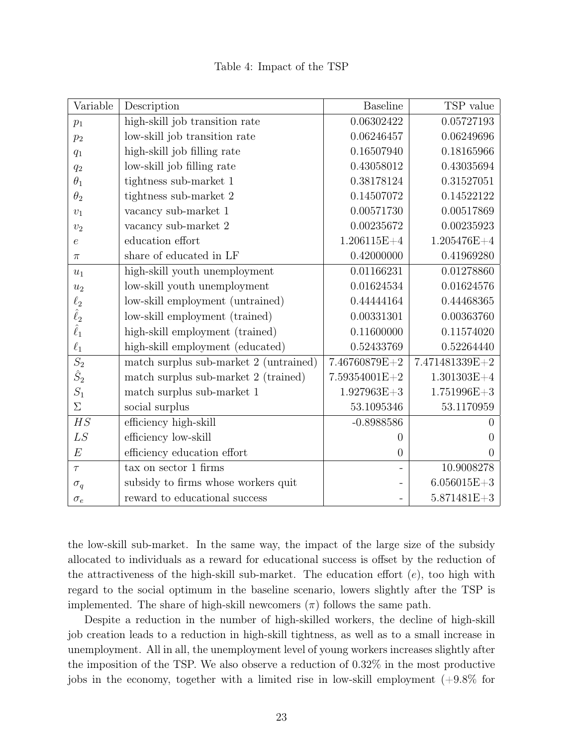Table 4: Impact of the TSP

| Variable | Description | Baseline | TSP value |
|---|---|---|---|
| $p_1$ | high-skill job transition rate | 0.06302422 | 0.05727193 |
| $p_2$ | low-skill job transition rate | 0.06246457 | 0.06249696 |
| $q_1$ | high-skill job filling rate | 0.16507940 | 0.18165966 |
| $q_2$ | low-skill job filling rate | 0.43058012 | 0.43035694 |
| $\theta_1$ | tightness sub-market 1 | 0.38178124 | 0.31527051 |
| $\theta_2$ | tightness sub-market 2 | 0.14507072 | 0.14522122 |
| $v_1$ | vacancy sub-market 1 | 0.00571730 | 0.00517869 |
| $v_2$ | vacancy sub-market 2 | 0.00235672 | 0.00235923 |
| $e$ | education effort | 1.206115E+4 | 1.205476E+4 |
| $\pi$ | share of educated in LF | 0.42000000 | 0.41969280 |
| $u_1$ | high-skill youth unemployment | 0.01166231 | 0.01278860 |
| $u_2$ | low-skill youth unemployment | 0.01624534 | 0.01624576 |
| $\ell_2$ | low-skill employment (untrained) | 0.44444164 | 0.44468365 |
| $\hat{\ell}_2$ | low-skill employment (trained) | 0.00331301 | 0.00363760 |
| $\hat{\ell}_1$ | high-skill employment (trained) | 0.11600000 | 0.11574020 |
| $\ell_1$ | high-skill employment (educated) | 0.52433769 | 0.52264440 |
| $S_2$ | match surplus sub-market 2 (untrained) | 7.46760879E+2 | 7.471481339E+2 |
| $\hat{S}_2$ | match surplus sub-market 2 (trained) | 7.59354001E+2 | 1.301303E+4 |
| $S_1$ | match surplus sub-market 1 | 1.927963E+3 | 1.751996E+3 |
| $\Sigma$ | social surplus | 53.1095346 | 53.1170959 |
| $HS$ | efficiency high-skill | -0.8988586 | 0 |
| $LS$ | efficiency low-skill | 0 | 0 |
| $E$ | efficiency education effort | 0 | 0 |
| $\tau$ | tax on sector 1 firms | - | 10.9008278 |
| $\sigma_q$ | subsidy to firms whose workers quit | - | 6.056015E+3 |
| $\sigma_e$ | reward to educational success | - | 5.871481E+3 |

the low-skill sub-market. In the same way, the impact of the large size of the subsidy allocated to individuals as a reward for educational success is offset by the reduction of the attractiveness of the high-skill sub-market. The education effort ($e$), too high with regard to the social optimum in the baseline scenario, lowers slightly after the TSP is implemented. The share of high-skill newcomers ($\pi$) follows the same path.

Despite a reduction in the number of high-skilled workers, the decline of high-skill job creation leads to a reduction in high-skill tightness, as well as to a small increase in unemployment. All in all, the unemployment level of young workers increases slightly after the imposition of the TSP. We also observe a reduction of 0.32% in the most productive jobs in the economy, together with a limited rise in low-skill employment (+9.8% for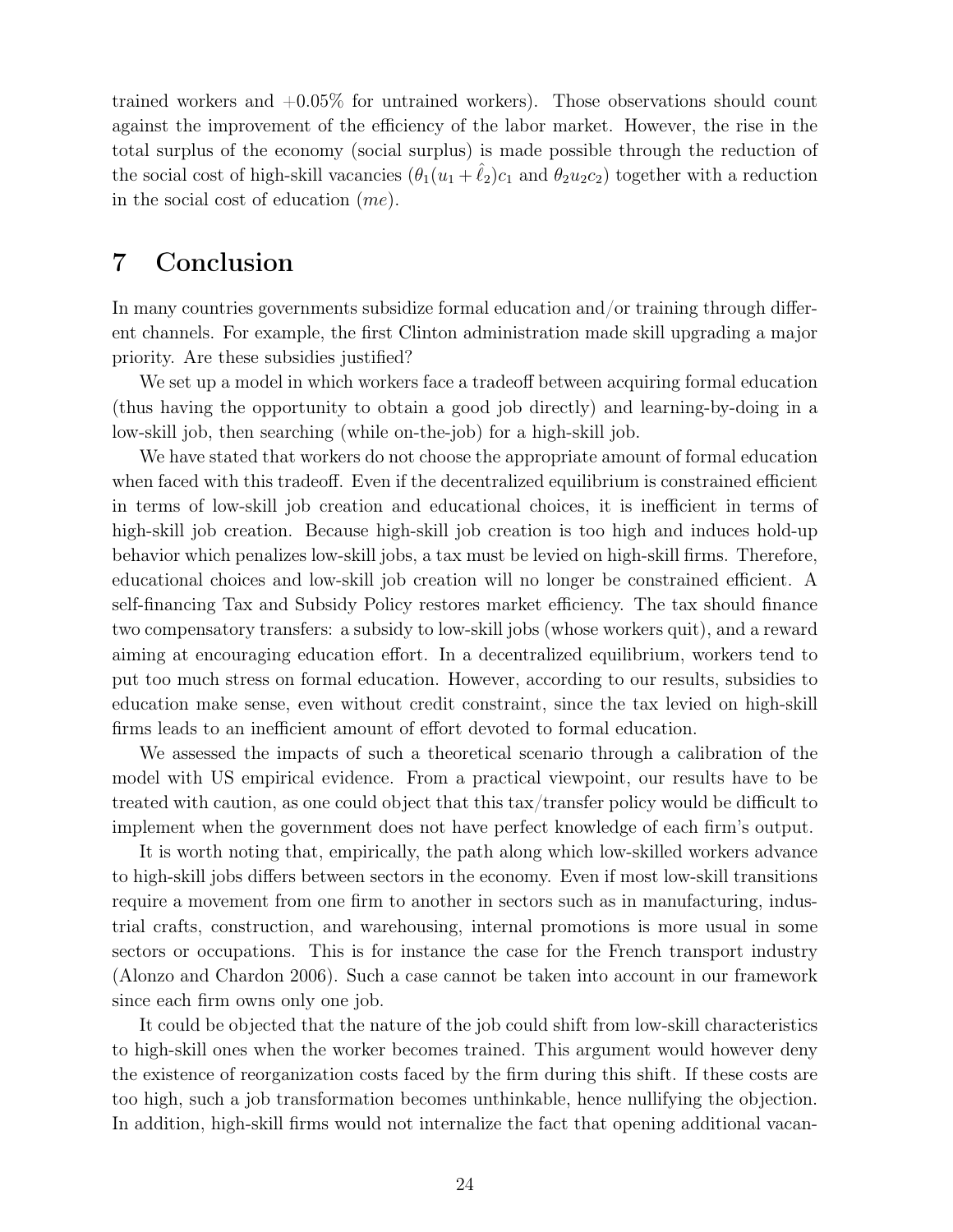trained workers and +0.05% for untrained workers). Those observations should count against the improvement of the efficiency of the labor market. However, the rise in the total surplus of the economy (social surplus) is made possible through the reduction of the social cost of high-skill vacancies ($\theta_1(u_1 + \hat{\ell}_2)c_1$ and $\theta_2 u_2 c_2$) together with a reduction in the social cost of education ($me$).

# 7 Conclusion

In many countries governments subsidize formal education and/or training through different channels. For example, the first Clinton administration made skill upgrading a major priority. Are these subsidies justified?

We set up a model in which workers face a tradeoff between acquiring formal education (thus having the opportunity to obtain a good job directly) and learning-by-doing in a low-skill job, then searching (while on-the-job) for a high-skill job.

We have stated that workers do not choose the appropriate amount of formal education when faced with this tradeoff. Even if the decentralized equilibrium is constrained efficient in terms of low-skill job creation and educational choices, it is inefficient in terms of high-skill job creation. Because high-skill job creation is too high and induces hold-up behavior which penalizes low-skill jobs, a tax must be levied on high-skill firms. Therefore, educational choices and low-skill job creation will no longer be constrained efficient. A self-financing Tax and Subsidy Policy restores market efficiency. The tax should finance two compensatory transfers: a subsidy to low-skill jobs (whose workers quit), and a reward aiming at encouraging education effort. In a decentralized equilibrium, workers tend to put too much stress on formal education. However, according to our results, subsidies to education make sense, even without credit constraint, since the tax levied on high-skill firms leads to an inefficient amount of effort devoted to formal education.

We assessed the impacts of such a theoretical scenario through a calibration of the model with US empirical evidence. From a practical viewpoint, our results have to be treated with caution, as one could object that this tax/transfer policy would be difficult to implement when the government does not have perfect knowledge of each firm's output.

It is worth noting that, empirically, the path along which low-skilled workers advance to high-skill jobs differs between sectors in the economy. Even if most low-skill transitions require a movement from one firm to another in sectors such as in manufacturing, industrial crafts, construction, and warehousing, internal promotions is more usual in some sectors or occupations. This is for instance the case for the French transport industry (Alonzo and Chardon 2006). Such a case cannot be taken into account in our framework since each firm owns only one job.

It could be objected that the nature of the job could shift from low-skill characteristics to high-skill ones when the worker becomes trained. This argument would however deny the existence of reorganization costs faced by the firm during this shift. If these costs are too high, such a job transformation becomes unthinkable, hence nullifying the objection. In addition, high-skill firms would not internalize the fact that opening additional vacan-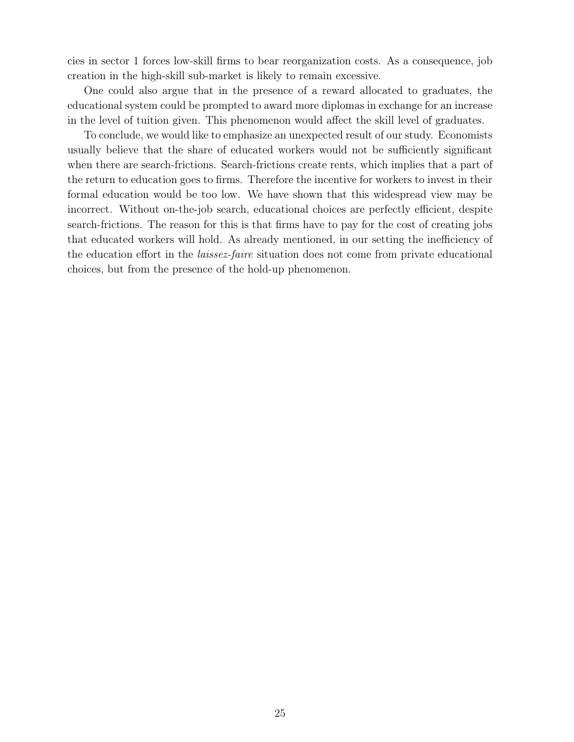cies in sector 1 forces low-skill firms to bear reorganization costs. As a consequence, job creation in the high-skill sub-market is likely to remain excessive.

One could also argue that in the presence of a reward allocated to graduates, the educational system could be prompted to award more diplomas in exchange for an increase in the level of tuition given. This phenomenon would affect the skill level of graduates.

To conclude, we would like to emphasize an unexpected result of our study. Economists usually believe that the share of educated workers would not be sufficiently significant when there are search-frictions. Search-frictions create rents, which implies that a part of the return to education goes to firms. Therefore the incentive for workers to invest in their formal education would be too low. We have shown that this widespread view may be incorrect. Without on-the-job search, educational choices are perfectly efficient, despite search-frictions. The reason for this is that firms have to pay for the cost of creating jobs that educated workers will hold. As already mentioned, in our setting the inefficiency of the education effort in the *laissez-faire* situation does not come from private educational choices, but from the presence of the hold-up phenomenon.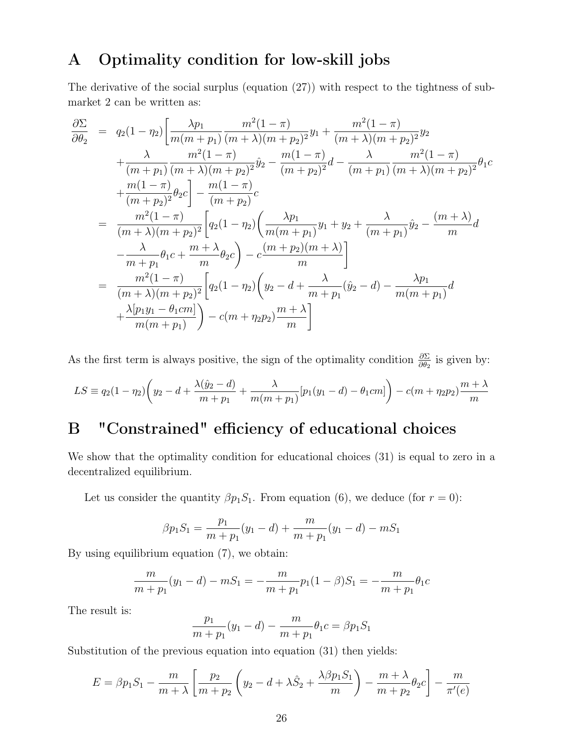# A Optimality condition for low-skill jobs

The derivative of the social surplus (equation (27)) with respect to the tightness of submarket 2 can be written as:

$$
\begin{aligned}
\frac{\partial \Sigma}{\partial \theta_2} &= q_2(1-\eta_2)\Bigg[\frac{\lambda p_1}{m(m+p_1)}\frac{m^2(1-\pi)}{(m+\lambda)(m+p_2)^2}y_1 + \frac{m^2(1-\pi)}{(m+\lambda)(m+p_2)^2}y_2 \\
&\quad + \frac{\lambda}{(m+p_1)}\frac{m^2(1-\pi)}{(m+\lambda)(m+p_2)^2}\hat{y}_2 - \frac{m(1-\pi)}{(m+p_2)^2}d - \frac{\lambda}{(m+p_1)}\frac{m^2(1-\pi)}{(m+\lambda)(m+p_2)^2}\theta_1 c \\
&\quad + \frac{m(1-\pi)}{(m+p_2)^2}\theta_2 c\Bigg] - \frac{m(1-\pi)}{(m+p_2)}c \\
&= \frac{m^2(1-\pi)}{(m+\lambda)(m+p_2)^2}\Bigg[q_2(1-\eta_2)\bigg(\frac{\lambda p_1}{m(m+p_1)}y_1 + y_2 + \frac{\lambda}{(m+p_1)}\hat{y}_2 - \frac{(m+\lambda)}{m}d \\
&\quad - \frac{\lambda}{m+p_1}\theta_1 c + \frac{m+\lambda}{m}\theta_2 c\bigg) - c\frac{(m+p_2)(m+\lambda)}{m}\Bigg] \\
&= \frac{m^2(1-\pi)}{(m+\lambda)(m+p_2)^2}\Bigg[q_2(1-\eta_2)\bigg(y_2 - d + \frac{\lambda}{m+p_1}(\hat{y}_2 - d) - \frac{\lambda p_1}{m(m+p_1)}d \\
&\quad + \frac{\lambda[p_1 y_1 - \theta_1 c m]}{m(m+p_1)}\bigg) - c(m+\eta_2 p_2)\frac{m+\lambda}{m}\Bigg]
\end{aligned}
$$

As the first term is always positive, the sign of the optimality condition $\frac{\partial \Sigma}{\partial \theta_2}$ is given by:

$$
LS \equiv q_2(1-\eta_2)\bigg(y_2 - d + \frac{\lambda(\hat{y}_2 - d)}{m+p_1} + \frac{\lambda}{m(m+p_1)}[p_1(y_1-d) - \theta_1 c m]\bigg) - c(m+\eta_2 p_2)\frac{m+\lambda}{m}
$$

# B "Constrained" efficiency of educational choices

We show that the optimality condition for educational choices (31) is equal to zero in a decentralized equilibrium.

Let us consider the quantity $\beta p_1 S_1$. From equation (6), we deduce (for $r=0$):

$$
\beta p_1 S_1 = \frac{p_1}{m+p_1}(y_1 - d) + \frac{m}{m+p_1}(y_1 - d) - m S_1
$$

By using equilibrium equation (7), we obtain:

$$
\frac{m}{m+p_1}(y_1 - d) - m S_1 = -\frac{m}{m+p_1}p_1(1-\beta)S_1 = -\frac{m}{m+p_1}\theta_1 c
$$

The result is:

$$
\frac{p_1}{m+p_1}(y_1 - d) - \frac{m}{m+p_1}\theta_1 c = \beta p_1 S_1
$$

Substitution of the previous equation into equation (31) then yields:

$$
E = \beta p_1 S_1 - \frac{m}{m+\lambda}\left[\frac{p_2}{m+p_2}\left(y_2 - d + \lambda \hat{S}_2 + \frac{\lambda \beta p_1 S_1}{m}\right) - \frac{m+\lambda}{m+p_2}\theta_2 c\right] - \frac{m}{\pi'(e)}
$$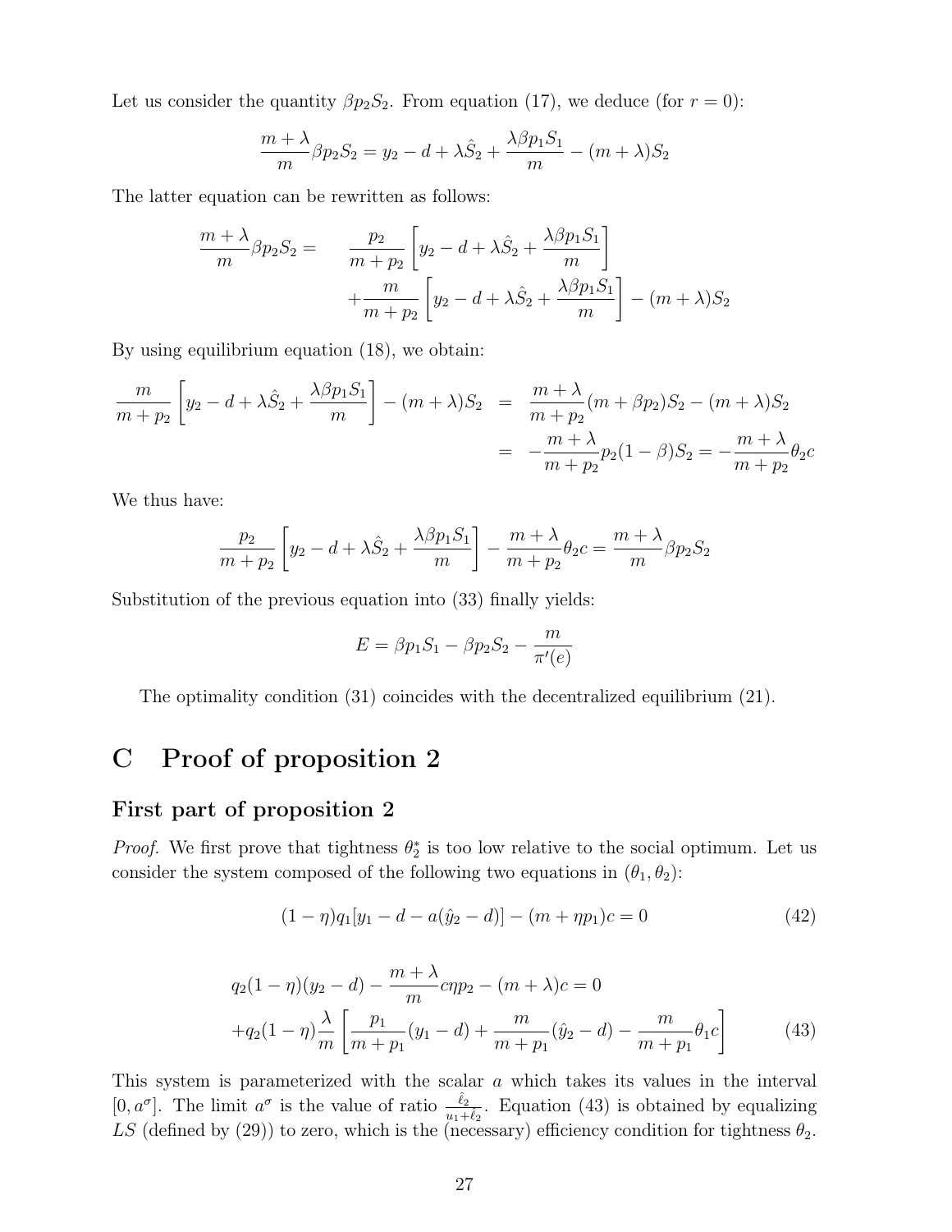Let us consider the quantity $\beta p_2 S_2$. From equation (17), we deduce (for $r = 0$):

$$\frac{m+\lambda}{m}\beta p_2 S_2 = y_2 - d + \lambda \hat{S}_2 + \frac{\lambda \beta p_1 S_1}{m} - (m+\lambda)S_2$$

The latter equation can be rewritten as follows:

$$\begin{aligned}
\frac{m+\lambda}{m}\beta p_2 S_2 = \quad & \frac{p_2}{m+p_2}\left[y_2 - d + \lambda \hat{S}_2 + \frac{\lambda \beta p_1 S_1}{m}\right] \\
& + \frac{m}{m+p_2}\left[y_2 - d + \lambda \hat{S}_2 + \frac{\lambda \beta p_1 S_1}{m}\right] - (m+\lambda)S_2
\end{aligned}$$

By using equilibrium equation (18), we obtain:

$$\begin{aligned}
\frac{m}{m+p_2}\left[y_2 - d + \lambda \hat{S}_2 + \frac{\lambda \beta p_1 S_1}{m}\right] - (m+\lambda)S_2 &= \frac{m+\lambda}{m+p_2}(m+\beta p_2)S_2 - (m+\lambda)S_2 \\
&= -\frac{m+\lambda}{m+p_2}p_2(1-\beta)S_2 = -\frac{m+\lambda}{m+p_2}\theta_2 c
\end{aligned}$$

We thus have:

$$\frac{p_2}{m+p_2}\left[y_2 - d + \lambda \hat{S}_2 + \frac{\lambda \beta p_1 S_1}{m}\right] - \frac{m+\lambda}{m+p_2}\theta_2 c = \frac{m+\lambda}{m}\beta p_2 S_2$$

Substitution of the previous equation into (33) finally yields:

$$E = \beta p_1 S_1 - \beta p_2 S_2 - \frac{m}{\pi'(e)}$$

The optimality condition (31) coincides with the decentralized equilibrium (21).

# C Proof of proposition 2

## First part of proposition 2

*Proof.* We first prove that tightness $\theta_2^*$ is too low relative to the social optimum. Let us consider the system composed of the following two equations in $(\theta_1, \theta_2)$:

$$(1-\eta)q_1[y_1 - d - a(\hat{y}_2 - d)] - (m + \eta p_1)c = 0 \tag{42}$$

$$\begin{aligned}
& q_2(1-\eta)(y_2 - d) - \frac{m+\lambda}{m}c\eta p_2 - (m+\lambda)c = 0 \\
& + q_2(1-\eta)\frac{\lambda}{m}\left[\frac{p_1}{m+p_1}(y_1 - d) + \frac{m}{m+p_1}(\hat{y}_2 - d) - \frac{m}{m+p_1}\theta_1 c\right]
\end{aligned} \tag{43}$$

This system is parameterized with the scalar $a$ which takes its values in the interval $[0, a^\sigma]$. The limit $a^\sigma$ is the value of ratio $\frac{\ell_2}{u_1 + \ell_2}$. Equation (43) is obtained by equalizing $LS$ (defined by (29)) to zero, which is the (necessary) efficiency condition for tightness $\theta_2$.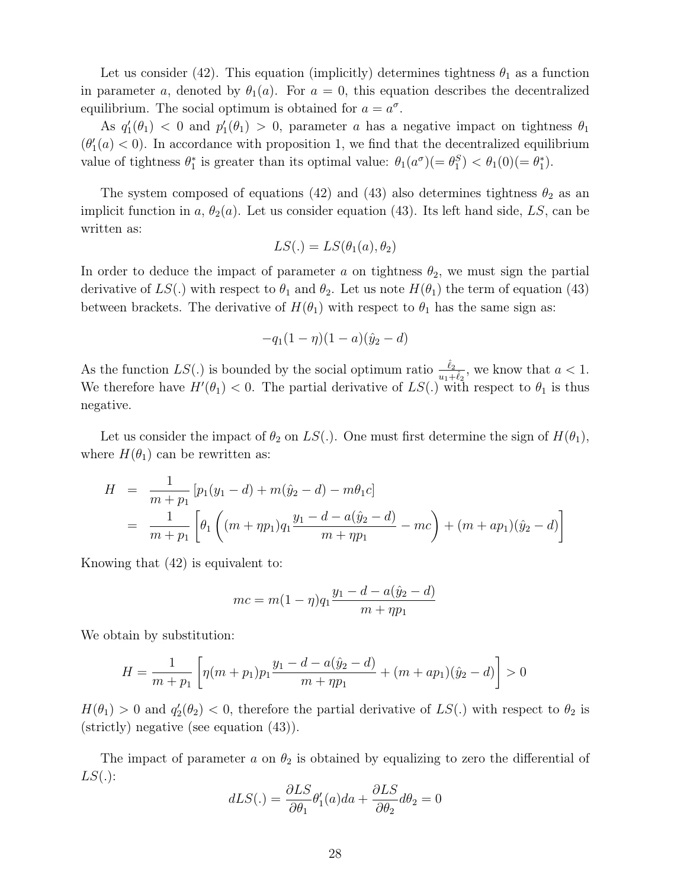Let us consider (42). This equation (implicitly) determines tightness $\theta_1$ as a function in parameter $a$, denoted by $\theta_1(a)$. For $a = 0$, this equation describes the decentralized equilibrium. The social optimum is obtained for $a = a^\sigma$.

As $q_1'(\theta_1) < 0$ and $p_1'(\theta_1) > 0$, parameter $a$ has a negative impact on tightness $\theta_1$ ($\theta_1'(a) < 0$). In accordance with proposition 1, we find that the decentralized equilibrium value of tightness $\theta_1^*$ is greater than its optimal value: $\theta_1(a^\sigma)(= \theta_1^S) < \theta_1(0)(= \theta_1^*)$.

The system composed of equations (42) and (43) also determines tightness $\theta_2$ as an implicit function in $a$, $\theta_2(a)$. Let us consider equation (43). Its left hand side, $LS$, can be written as:

$$LS(.) = LS(\theta_1(a), \theta_2)$$

In order to deduce the impact of parameter $a$ on tightness $\theta_2$, we must sign the partial derivative of $LS(.)$ with respect to $\theta_1$ and $\theta_2$. Let us note $H(\theta_1)$ the term of equation (43) between brackets. The derivative of $H(\theta_1)$ with respect to $\theta_1$ has the same sign as:

$$-q_1(1-\eta)(1-a)(\hat{y}_2 - d)$$

As the function $LS(.)$ is bounded by the social optimum ratio $\frac{\hat{\ell}_2}{u_1 + \hat{\ell}_2}$, we know that $a < 1$. We therefore have $H'(\theta_1) < 0$. The partial derivative of $LS(.)$ with respect to $\theta_1$ is thus negative.

Let us consider the impact of $\theta_2$ on $LS(.)$. One must first determine the sign of $H(\theta_1)$, where $H(\theta_1)$ can be rewritten as:

$$\begin{aligned}
H &= \frac{1}{m + p_1} \left[ p_1(y_1 - d) + m(\hat{y}_2 - d) - m\theta_1 c \right] \\
&= \frac{1}{m + p_1} \left[ \theta_1 \left( (m + \eta p_1) q_1 \frac{y_1 - d - a(\hat{y}_2 - d)}{m + \eta p_1} - mc \right) + (m + a p_1)(\hat{y}_2 - d) \right]
\end{aligned}$$

Knowing that (42) is equivalent to:

$$mc = m(1-\eta) q_1 \frac{y_1 - d - a(\hat{y}_2 - d)}{m + \eta p_1}$$

We obtain by substitution:

$$H = \frac{1}{m + p_1} \left[ \eta (m + p_1) p_1 \frac{y_1 - d - a(\hat{y}_2 - d)}{m + \eta p_1} + (m + a p_1)(\hat{y}_2 - d) \right] > 0$$

$H(\theta_1) > 0$ and $q_2'(\theta_2) < 0$, therefore the partial derivative of $LS(.)$ with respect to $\theta_2$ is (strictly) negative (see equation (43)).

The impact of parameter $a$ on $\theta_2$ is obtained by equalizing to zero the differential of $LS(.)$:

$$dLS(.) = \frac{\partial LS}{\partial \theta_1} \theta_1'(a) da + \frac{\partial LS}{\partial \theta_2} d\theta_2 = 0$$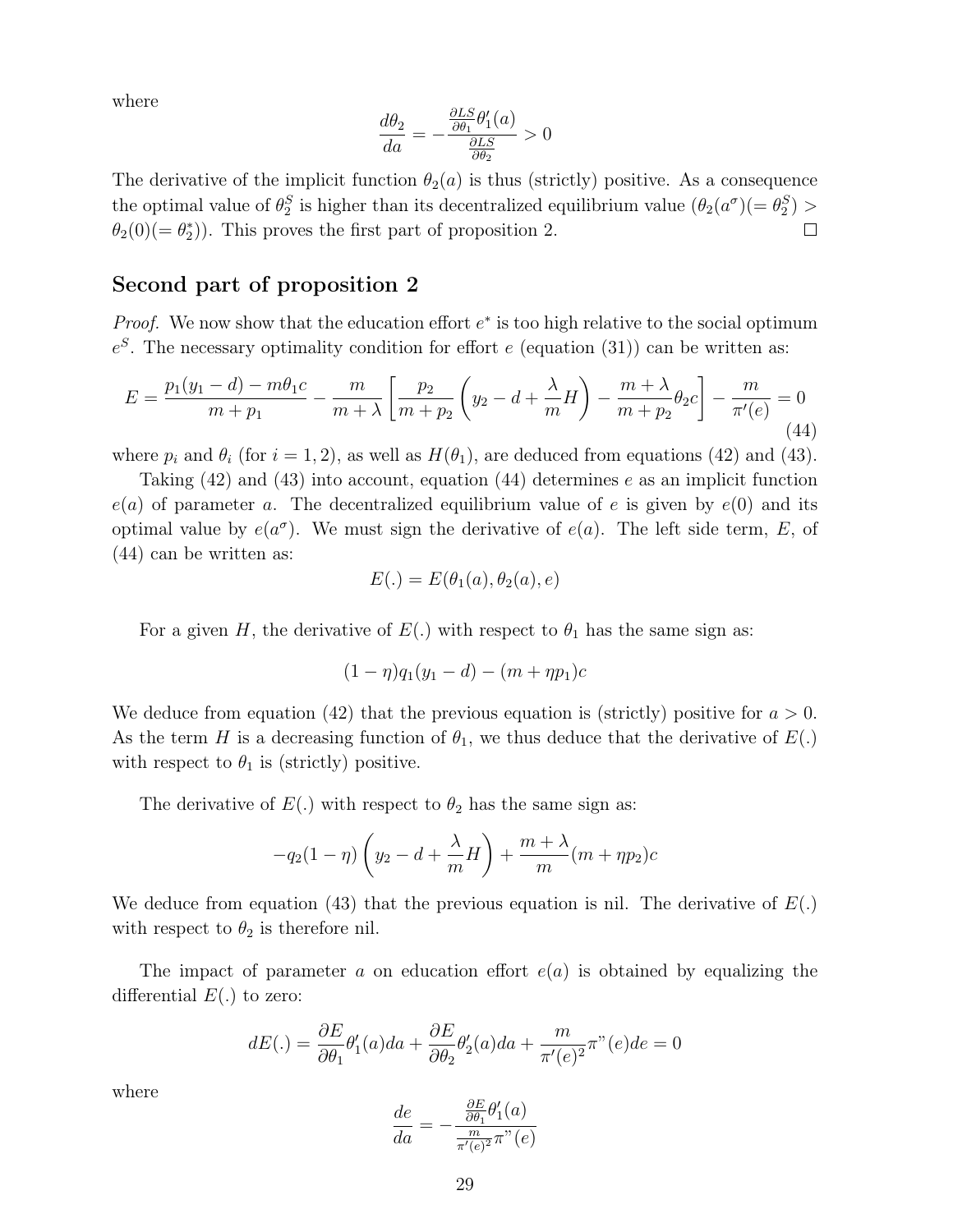where

$$\frac{d\theta_2}{da} = -\frac{\frac{\partial LS}{\partial \theta_1}\theta_1'(a)}{\frac{\partial LS}{\partial \theta_2}} > 0$$

The derivative of the implicit function $\theta_2(a)$ is thus (strictly) positive. As a consequence the optimal value of $\theta_2^S$ is higher than its decentralized equilibrium value $(\theta_2(a^\sigma)(= \theta_2^S) > \theta_2(0)(= \theta_2^*))$. This proves the first part of proposition 2. □

## Second part of proposition 2

*Proof.* We now show that the education effort $e^*$ is too high relative to the social optimum $e^S$. The necessary optimality condition for effort $e$ (equation (31)) can be written as:

$$E = \frac{p_1(y_1 - d) - m\theta_1 c}{m + p_1} - \frac{m}{m + \lambda}\left[\frac{p_2}{m + p_2}\left(y_2 - d + \frac{\lambda}{m}H\right) - \frac{m + \lambda}{m + p_2}\theta_2 c\right] - \frac{m}{\pi'(e)} = 0 \tag{44}$$

where $p_i$ and $\theta_i$ (for $i = 1, 2$), as well as $H(\theta_1)$, are deduced from equations (42) and (43).

Taking (42) and (43) into account, equation (44) determines $e$ as an implicit function $e(a)$ of parameter $a$. The decentralized equilibrium value of $e$ is given by $e(0)$ and its optimal value by $e(a^\sigma)$. We must sign the derivative of $e(a)$. The left side term, $E$, of (44) can be written as:

$$E(.) = E(\theta_1(a), \theta_2(a), e)$$

For a given $H$, the derivative of $E(.)$ with respect to $\theta_1$ has the same sign as:

$$(1 - \eta)q_1(y_1 - d) - (m + \eta p_1)c$$

We deduce from equation (42) that the previous equation is (strictly) positive for $a > 0$. As the term $H$ is a decreasing function of $\theta_1$, we thus deduce that the derivative of $E(.)$ with respect to $\theta_1$ is (strictly) positive.

The derivative of $E(.)$ with respect to $\theta_2$ has the same sign as:

$$-q_2(1 - \eta)\left(y_2 - d + \frac{\lambda}{m}H\right) + \frac{m + \lambda}{m}(m + \eta p_2)c$$

We deduce from equation (43) that the previous equation is nil. The derivative of $E(.)$ with respect to $\theta_2$ is therefore nil.

The impact of parameter $a$ on education effort $e(a)$ is obtained by equalizing the differential $E(.)$ to zero:

$$dE(.) = \frac{\partial E}{\partial \theta_1}\theta_1'(a)da + \frac{\partial E}{\partial \theta_2}\theta_2'(a)da + \frac{m}{\pi'(e)^2}\pi''(e)de = 0$$

where

$$\frac{de}{da} = -\frac{\frac{\partial E}{\partial \theta_1}\theta_1'(a)}{\frac{m}{\pi'(e)^2}\pi''(e)}$$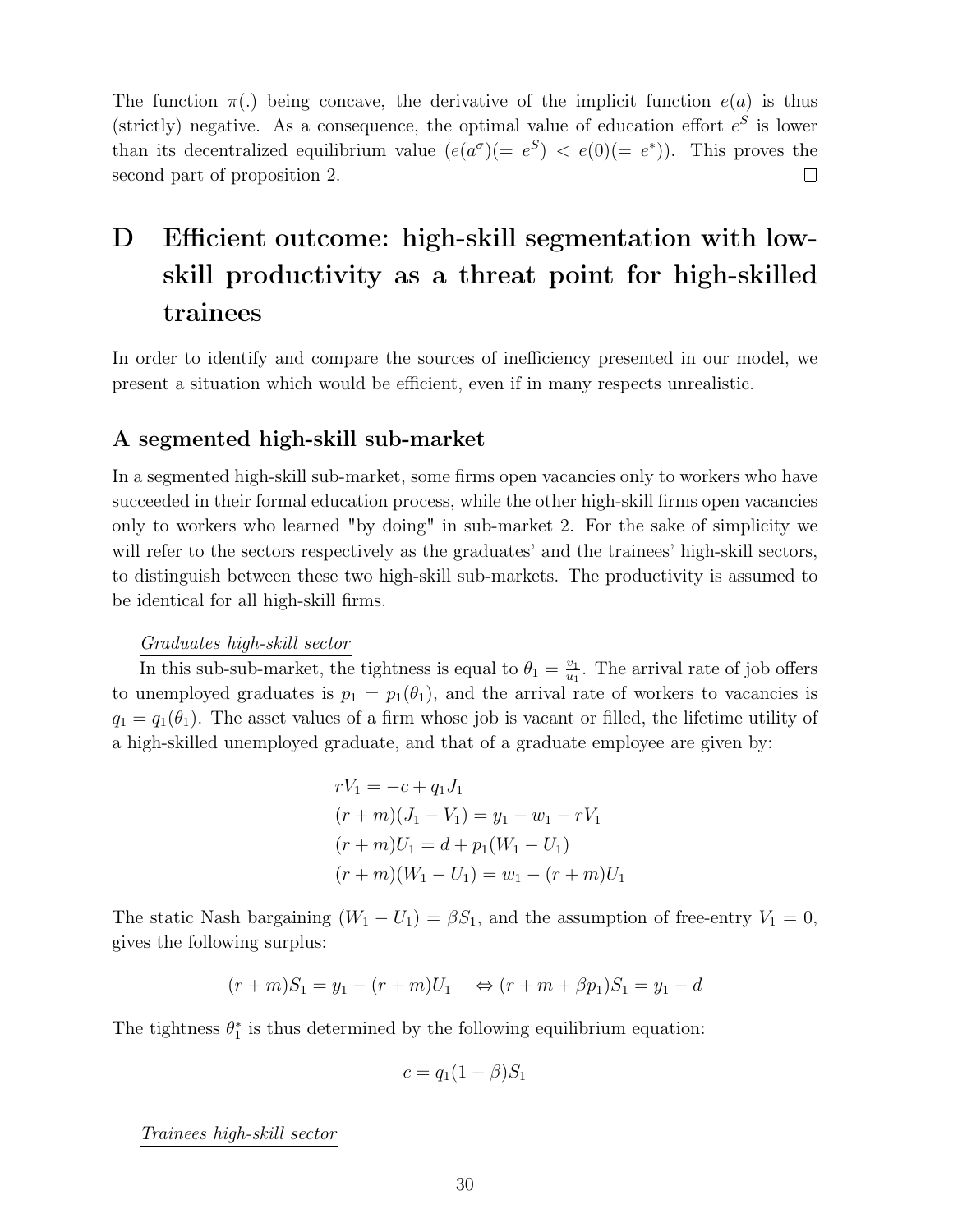The function $\pi(.)$ being concave, the derivative of the implicit function $e(a)$ is thus (strictly) negative. As a consequence, the optimal value of education effort $e^S$ is lower than its decentralized equilibrium value ($e(a^\sigma)(= e^S) < e(0)(= e^*)$). This proves the second part of proposition 2. □

# D Efficient outcome: high-skill segmentation with low-skill productivity as a threat point for high-skilled trainees

In order to identify and compare the sources of inefficiency presented in our model, we present a situation which would be efficient, even if in many respects unrealistic.

## A segmented high-skill sub-market

In a segmented high-skill sub-market, some firms open vacancies only to workers who have succeeded in their formal education process, while the other high-skill firms open vacancies only to workers who learned "by doing" in sub-market 2. For the sake of simplicity we will refer to the sectors respectively as the graduates' and the trainees' high-skill sectors, to distinguish between these two high-skill sub-markets. The productivity is assumed to be identical for all high-skill firms.

*Graduates high-skill sector*

In this sub-sub-market, the tightness is equal to $\theta_1 = \frac{v_1}{u_1}$. The arrival rate of job offers to unemployed graduates is $p_1 = p_1(\theta_1)$, and the arrival rate of workers to vacancies is $q_1 = q_1(\theta_1)$. The asset values of a firm whose job is vacant or filled, the lifetime utility of a high-skilled unemployed graduate, and that of a graduate employee are given by:

$$
\begin{aligned}
rV_1 &= -c + q_1 J_1 \\
(r+m)(J_1 - V_1) &= y_1 - w_1 - rV_1 \\
(r+m)U_1 &= d + p_1(W_1 - U_1) \\
(r+m)(W_1 - U_1) &= w_1 - (r+m)U_1
\end{aligned}
$$

The static Nash bargaining $(W_1 - U_1) = \beta S_1$, and the assumption of free-entry $V_1 = 0$, gives the following surplus:

$$
(r+m)S_1 = y_1 - (r+m)U_1 \quad \Leftrightarrow (r+m+\beta p_1)S_1 = y_1 - d
$$

The tightness $\theta_1^*$ is thus determined by the following equilibrium equation:

$$
c = q_1(1-\beta)S_1
$$

*Trainees high-skill sector*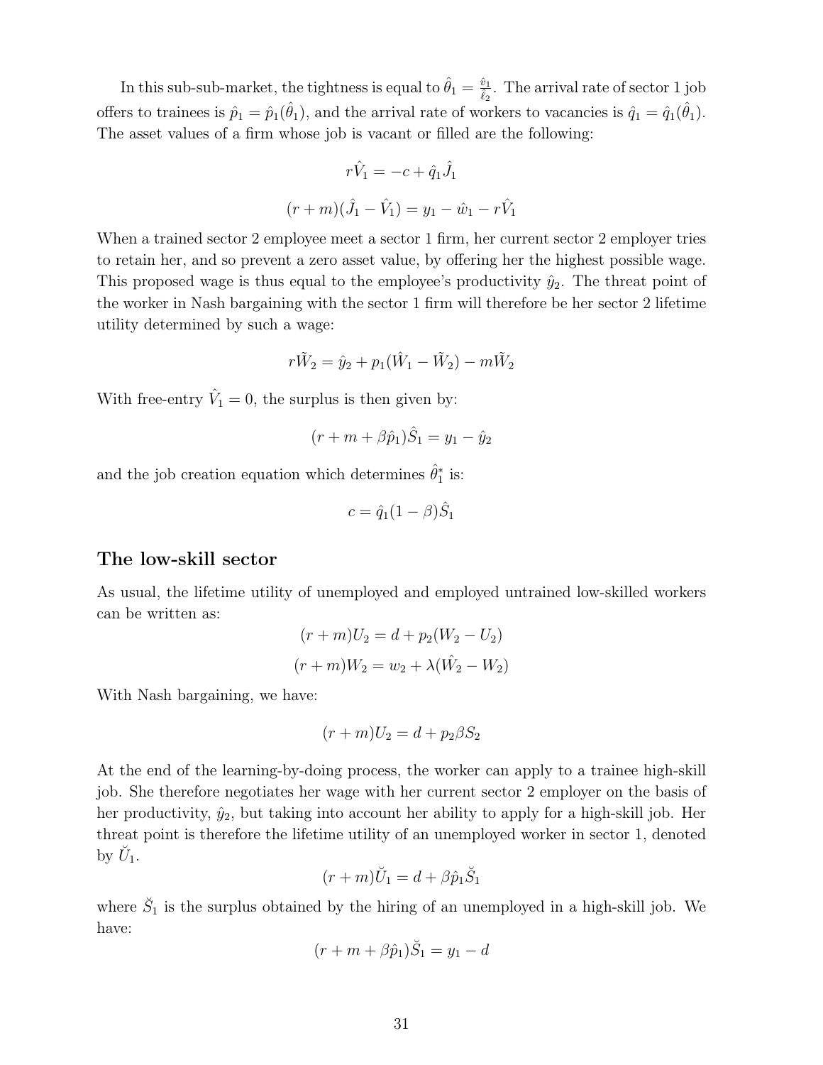In this sub-sub-market, the tightness is equal to $\hat{\theta}_1 = \frac{\hat{v}_1}{\hat{\ell}_2}$. The arrival rate of sector 1 job offers to trainees is $\hat{p}_1 = \hat{p}_1(\hat{\theta}_1)$, and the arrival rate of workers to vacancies is $\hat{q}_1 = \hat{q}_1(\hat{\theta}_1)$. The asset values of a firm whose job is vacant or filled are the following:

$$r\hat{V}_1 = -c + \hat{q}_1 \hat{J}_1$$

$$(r+m)(\hat{J}_1 - \hat{V}_1) = y_1 - \hat{w}_1 - r\hat{V}_1$$

When a trained sector 2 employee meet a sector 1 firm, her current sector 2 employer tries to retain her, and so prevent a zero asset value, by offering her the highest possible wage. This proposed wage is thus equal to the employee's productivity $\hat{y}_2$. The threat point of the worker in Nash bargaining with the sector 1 firm will therefore be her sector 2 lifetime utility determined by such a wage:

$$r\tilde{W}_2 = \hat{y}_2 + p_1(\hat{W}_1 - \tilde{W}_2) - m\tilde{W}_2$$

With free-entry $\hat{V}_1 = 0$, the surplus is then given by:

$$(r + m + \beta\hat{p}_1)\hat{S}_1 = y_1 - \hat{y}_2$$

and the job creation equation which determines $\hat{\theta}_1^*$ is:

$$c = \hat{q}_1(1-\beta)\hat{S}_1$$

## The low-skill sector

As usual, the lifetime utility of unemployed and employed untrained low-skilled workers can be written as:

$$(r+m)U_2 = d + p_2(W_2 - U_2)$$

$$(r+m)W_2 = w_2 + \lambda(\hat{W}_2 - W_2)$$

With Nash bargaining, we have:

$$(r+m)U_2 = d + p_2\beta S_2$$

At the end of the learning-by-doing process, the worker can apply to a trainee high-skill job. She therefore negotiates her wage with her current sector 2 employer on the basis of her productivity, $\hat{y}_2$, but taking into account her ability to apply for a high-skill job. Her threat point is therefore the lifetime utility of an unemployed worker in sector 1, denoted by $\breve{U}_1$.

$$(r+m)\breve{U}_1 = d + \beta\hat{p}_1\breve{S}_1$$

where $\breve{S}_1$ is the surplus obtained by the hiring of an unemployed in a high-skill job. We have:

$$(r + m + \beta\hat{p}_1)\breve{S}_1 = y_1 - d$$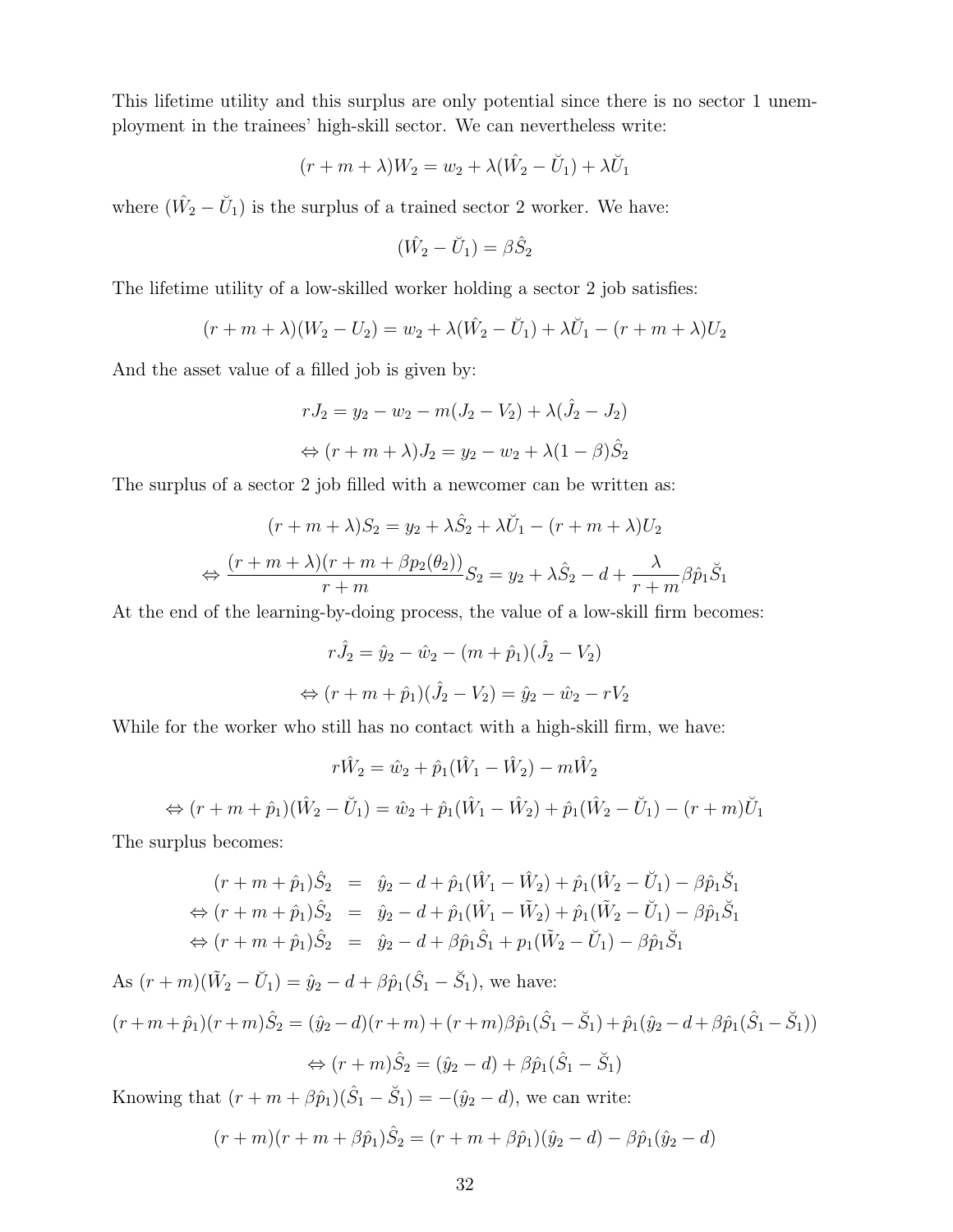This lifetime utility and this surplus are only potential since there is no sector 1 unemployment in the trainees' high-skill sector. We can nevertheless write:

$$(r+m+\lambda)W_2 = w_2 + \lambda(\hat{W}_2 - \breve{U}_1) + \lambda\breve{U}_1$$

where $(\hat{W}_2 - \breve{U}_1)$ is the surplus of a trained sector 2 worker. We have:

$$(\hat{W}_2 - \breve{U}_1) = \beta\hat{S}_2$$

The lifetime utility of a low-skilled worker holding a sector 2 job satisfies:

$$(r+m+\lambda)(W_2 - U_2) = w_2 + \lambda(\hat{W}_2 - \breve{U}_1) + \lambda\breve{U}_1 - (r+m+\lambda)U_2$$

And the asset value of a filled job is given by:

$$rJ_2 = y_2 - w_2 - m(J_2 - V_2) + \lambda(\hat{J}_2 - J_2)$$

$$\Leftrightarrow (r+m+\lambda)J_2 = y_2 - w_2 + \lambda(1-\beta)\hat{S}_2$$

The surplus of a sector 2 job filled with a newcomer can be written as:

$$(r+m+\lambda)S_2 = y_2 + \lambda\hat{S}_2 + \lambda\breve{U}_1 - (r+m+\lambda)U_2$$

$$\Leftrightarrow \frac{(r+m+\lambda)(r+m+\beta p_2(\theta_2))}{r+m}S_2 = y_2 + \lambda\hat{S}_2 - d + \frac{\lambda}{r+m}\beta\hat{p}_1\breve{S}_1$$

At the end of the learning-by-doing process, the value of a low-skill firm becomes:

$$r\hat{J}_2 = \hat{y}_2 - \hat{w}_2 - (m+\hat{p}_1)(\hat{J}_2 - V_2)$$

$$\Leftrightarrow (r+m+\hat{p}_1)(\hat{J}_2 - V_2) = \hat{y}_2 - \hat{w}_2 - rV_2$$

While for the worker who still has no contact with a high-skill firm, we have:

$$r\hat{W}_2 = \hat{w}_2 + \hat{p}_1(\hat{W}_1 - \hat{W}_2) - m\hat{W}_2$$

$$\Leftrightarrow (r+m+\hat{p}_1)(\hat{W}_2 - \breve{U}_1) = \hat{w}_2 + \hat{p}_1(\hat{W}_1 - \hat{W}_2) + \hat{p}_1(\hat{W}_2 - \breve{U}_1) - (r+m)\breve{U}_1$$

The surplus becomes:

$$\begin{aligned}
(r+m+\hat{p}_1)\hat{S}_2 &= \hat{y}_2 - d + \hat{p}_1(\hat{W}_1 - \hat{W}_2) + \hat{p}_1(\hat{W}_2 - \breve{U}_1) - \beta\hat{p}_1\breve{S}_1 \\
\Leftrightarrow (r+m+\hat{p}_1)\hat{S}_2 &= \hat{y}_2 - d + \hat{p}_1(\hat{W}_1 - \tilde{W}_2) + \hat{p}_1(\tilde{W}_2 - \breve{U}_1) - \beta\hat{p}_1\breve{S}_1 \\
\Leftrightarrow (r+m+\hat{p}_1)\hat{S}_2 &= \hat{y}_2 - d + \beta\hat{p}_1\hat{S}_1 + p_1(\tilde{W}_2 - \breve{U}_1) - \beta\hat{p}_1\breve{S}_1
\end{aligned}$$

As $(r+m)(\tilde{W}_2 - \breve{U}_1) = \hat{y}_2 - d + \beta\hat{p}_1(\hat{S}_1 - \breve{S}_1)$, we have:

$$(r+m+\hat{p}_1)(r+m)\hat{S}_2 = (\hat{y}_2 - d)(r+m) + (r+m)\beta\hat{p}_1(\hat{S}_1 - \breve{S}_1) + \hat{p}_1(\hat{y}_2 - d + \beta\hat{p}_1(\hat{S}_1 - \breve{S}_1))$$

$$\Leftrightarrow (r+m)\hat{S}_2 = (\hat{y}_2 - d) + \beta\hat{p}_1(\hat{S}_1 - \breve{S}_1)$$

Knowing that $(r+m+\beta\hat{p}_1)(\hat{S}_1 - \breve{S}_1) = -(\hat{y}_2 - d)$, we can write:

$$(r+m)(r+m+\beta\hat{p}_1)\hat{S}_2 = (r+m+\beta\hat{p}_1)(\hat{y}_2 - d) - \beta\hat{p}_1(\hat{y}_2 - d)$$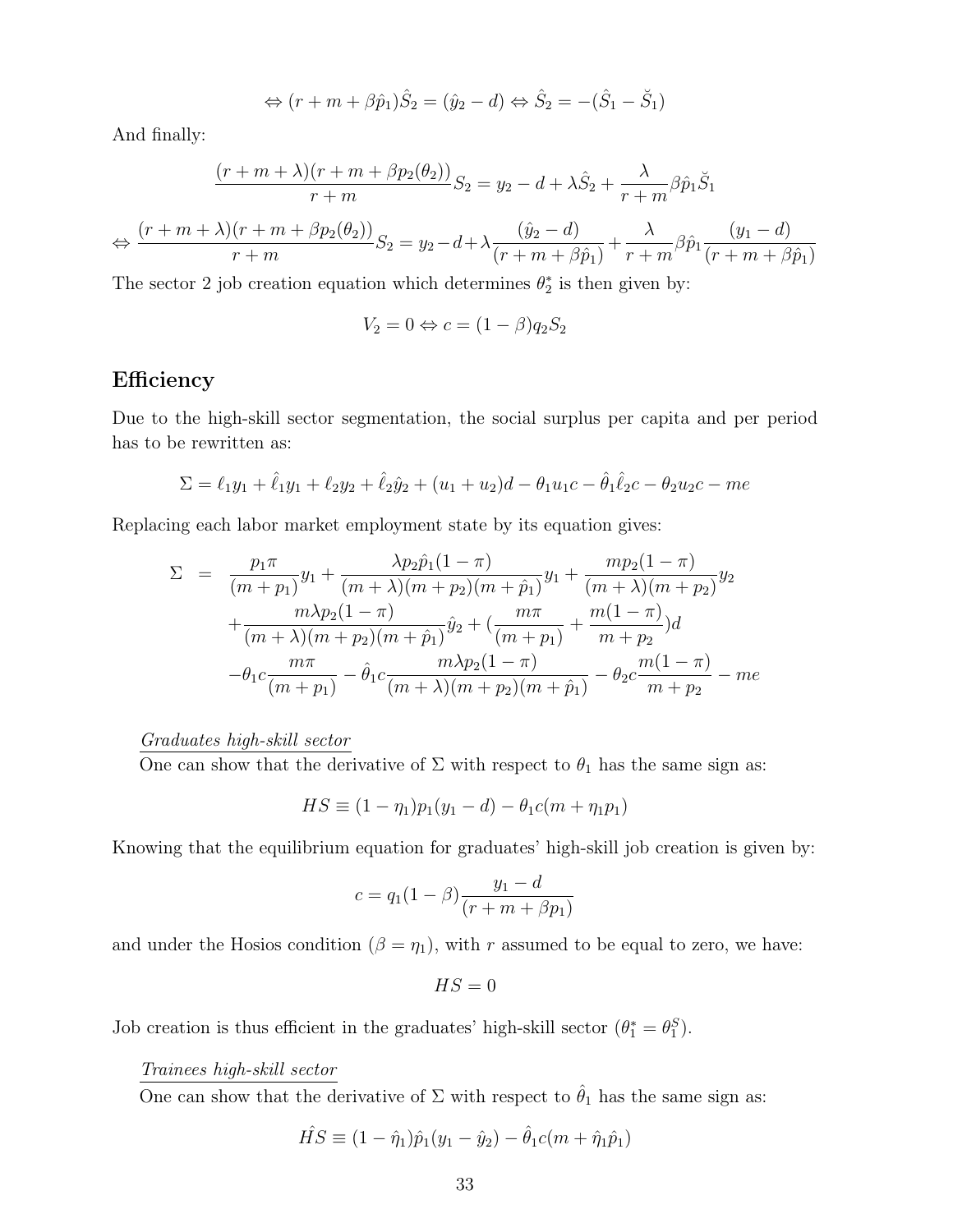$$\Leftrightarrow (r + m + \beta\hat{p}_1)\hat{S}_2 = (\hat{y}_2 - d) \Leftrightarrow \hat{S}_2 = -(\hat{S}_1 - \breve{S}_1)$$

And finally:

$$\frac{(r+m+\lambda)(r+m+\beta p_2(\theta_2))}{r+m} S_2 = y_2 - d + \lambda\hat{S}_2 + \frac{\lambda}{r+m}\beta\hat{p}_1\breve{S}_1$$

$$\Leftrightarrow \frac{(r+m+\lambda)(r+m+\beta p_2(\theta_2))}{r+m} S_2 = y_2 - d + \lambda\frac{(\hat{y}_2 - d)}{(r+m+\beta\hat{p}_1)} + \frac{\lambda}{r+m}\beta\hat{p}_1\frac{(y_1 - d)}{(r+m+\beta\hat{p}_1)}$$

The sector 2 job creation equation which determines $\theta_2^*$ is then given by:

$$V_2 = 0 \Leftrightarrow c = (1-\beta)q_2 S_2$$

## Efficiency

Due to the high-skill sector segmentation, the social surplus per capita and per period has to be rewritten as:

$$\Sigma = \ell_1 y_1 + \hat{\ell}_1 y_1 + \ell_2 y_2 + \hat{\ell}_2\hat{y}_2 + (u_1 + u_2)d - \theta_1 u_1 c - \hat{\theta}_1\hat{\ell}_2 c - \theta_2 u_2 c - me$$

Replacing each labor market employment state by its equation gives:

$$\begin{aligned}
\Sigma \quad = \quad & \frac{p_1\pi}{(m+p_1)}y_1 + \frac{\lambda p_2\hat{p}_1(1-\pi)}{(m+\lambda)(m+p_2)(m+\hat{p}_1)}y_1 + \frac{mp_2(1-\pi)}{(m+\lambda)(m+p_2)}y_2 \\
& + \frac{m\lambda p_2(1-\pi)}{(m+\lambda)(m+p_2)(m+\hat{p}_1)}\hat{y}_2 + \left(\frac{m\pi}{(m+p_1)} + \frac{m(1-\pi)}{m+p_2}\right)d \\
& - \theta_1 c\frac{m\pi}{(m+p_1)} - \hat{\theta}_1 c\frac{m\lambda p_2(1-\pi)}{(m+\lambda)(m+p_2)(m+\hat{p}_1)} - \theta_2 c\frac{m(1-\pi)}{m+p_2} - me
\end{aligned}$$

<u>*Graduates high-skill sector*</u>

One can show that the derivative of $\Sigma$ with respect to $\theta_1$ has the same sign as:

$$HS \equiv (1-\eta_1)p_1(y_1 - d) - \theta_1 c(m + \eta_1 p_1)$$

Knowing that the equilibrium equation for graduates' high-skill job creation is given by:

$$c = q_1(1-\beta)\frac{y_1 - d}{(r+m+\beta p_1)}$$

and under the Hosios condition ($\beta = \eta_1$), with $r$ assumed to be equal to zero, we have:

$$HS = 0$$

Job creation is thus efficient in the graduates' high-skill sector ($\theta_1^* = \theta_1^S$).

<u>*Trainees high-skill sector*</u>

One can show that the derivative of $\Sigma$ with respect to $\hat{\theta}_1$ has the same sign as:

$$\hat{HS} \equiv (1-\hat{\eta}_1)\hat{p}_1(y_1 - \hat{y}_2) - \hat{\theta}_1 c(m + \hat{\eta}_1\hat{p}_1)$$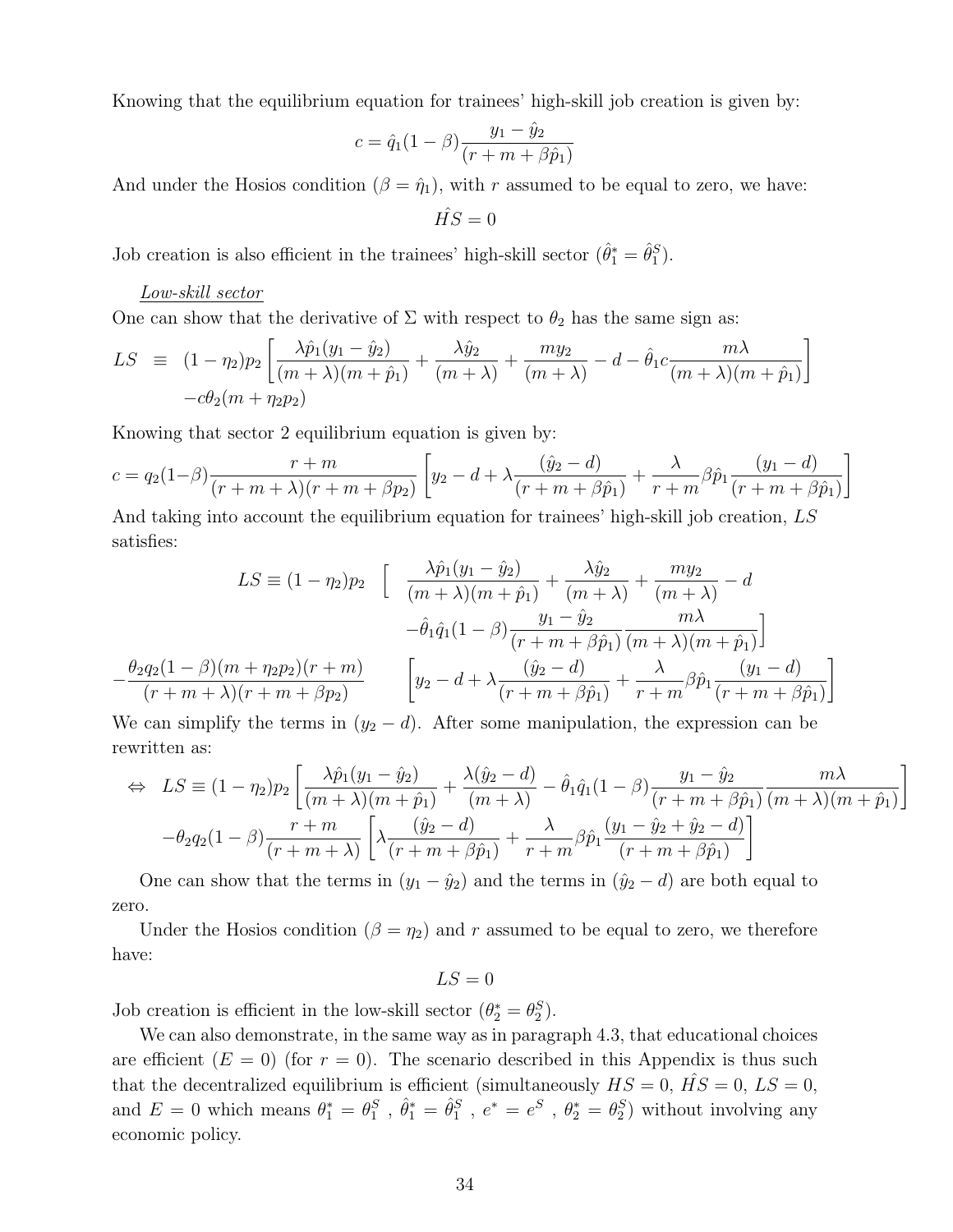Knowing that the equilibrium equation for trainees' high-skill job creation is given by:

$$c = \hat{q}_1(1-\beta)\frac{y_1 - \hat{y}_2}{(r + m + \beta\hat{p}_1)}$$

And under the Hosios condition ($\beta = \hat{\eta}_1$), with $r$ assumed to be equal to zero, we have:

$$\hat{HS} = 0$$

Job creation is also efficient in the trainees' high-skill sector ($\hat{\theta}_1^* = \hat{\theta}_1^S$).

<u>Low-skill sector</u>

One can show that the derivative of $\Sigma$ with respect to $\theta_2$ has the same sign as:

$$\begin{aligned} LS \;\equiv\; & (1-\eta_2)p_2\left[\frac{\lambda\hat{p}_1(y_1-\hat{y}_2)}{(m+\lambda)(m+\hat{p}_1)} + \frac{\lambda\hat{y}_2}{(m+\lambda)} + \frac{my_2}{(m+\lambda)} - d - \hat{\theta}_1 c\frac{m\lambda}{(m+\lambda)(m+\hat{p}_1)}\right] \\ & - c\theta_2(m+\eta_2 p_2) \end{aligned}$$

Knowing that sector 2 equilibrium equation is given by:

$$c = q_2(1-\beta)\frac{r+m}{(r+m+\lambda)(r+m+\beta p_2)}\left[y_2 - d + \lambda\frac{(\hat{y}_2-d)}{(r+m+\beta\hat{p}_1)} + \frac{\lambda}{r+m}\beta\hat{p}_1\frac{(y_1-d)}{(r+m+\beta\hat{p}_1)}\right]$$

And taking into account the equilibrium equation for trainees' high-skill job creation, $LS$ satisfies:

$$\begin{aligned} LS \equiv (1-\eta_2)p_2 \;\Bigg[\; & \frac{\lambda\hat{p}_1(y_1-\hat{y}_2)}{(m+\lambda)(m+\hat{p}_1)} + \frac{\lambda\hat{y}_2}{(m+\lambda)} + \frac{my_2}{(m+\lambda)} - d \\ & -\hat{\theta}_1\hat{q}_1(1-\beta)\frac{y_1-\hat{y}_2}{(r+m+\beta\hat{p}_1)}\frac{m\lambda}{(m+\lambda)(m+\hat{p}_1)}\Bigg] \\ -\frac{\theta_2 q_2(1-\beta)(m+\eta_2 p_2)(r+m)}{(r+m+\lambda)(r+m+\beta p_2)} & \left[y_2 - d + \lambda\frac{(\hat{y}_2-d)}{(r+m+\beta\hat{p}_1)} + \frac{\lambda}{r+m}\beta\hat{p}_1\frac{(y_1-d)}{(r+m+\beta\hat{p}_1)}\right] \end{aligned}$$

We can simplify the terms in $(y_2 - d)$. After some manipulation, the expression can be rewritten as:

$$\begin{aligned} \Leftrightarrow\;\; LS \equiv\; & (1-\eta_2)p_2\left[\frac{\lambda\hat{p}_1(y_1-\hat{y}_2)}{(m+\lambda)(m+\hat{p}_1)} + \frac{\lambda(\hat{y}_2-d)}{(m+\lambda)} - \hat{\theta}_1\hat{q}_1(1-\beta)\frac{y_1-\hat{y}_2}{(r+m+\beta\hat{p}_1)}\frac{m\lambda}{(m+\lambda)(m+\hat{p}_1)}\right] \\ & -\theta_2 q_2(1-\beta)\frac{r+m}{(r+m+\lambda)}\left[\lambda\frac{(\hat{y}_2-d)}{(r+m+\beta\hat{p}_1)} + \frac{\lambda}{r+m}\beta\hat{p}_1\frac{(y_1-\hat{y}_2+\hat{y}_2-d)}{(r+m+\beta\hat{p}_1)}\right] \end{aligned}$$

One can show that the terms in $(y_1 - \hat{y}_2)$ and the terms in $(\hat{y}_2 - d)$ are both equal to zero.

Under the Hosios condition ($\beta = \eta_2$) and $r$ assumed to be equal to zero, we therefore have:

$$LS = 0$$

Job creation is efficient in the low-skill sector ($\theta_2^* = \theta_2^S$).

We can also demonstrate, in the same way as in paragraph 4.3, that educational choices are efficient ($E = 0$) (for $r = 0$). The scenario described in this Appendix is thus such that the decentralized equilibrium is efficient (simultaneously $HS = 0$, $\hat{HS} = 0$, $LS = 0$, and $E = 0$ which means $\theta_1^* = \theta_1^S$ , $\hat{\theta}_1^* = \hat{\theta}_1^S$ , $e^* = e^S$ , $\theta_2^* = \theta_2^S$) without involving any economic policy.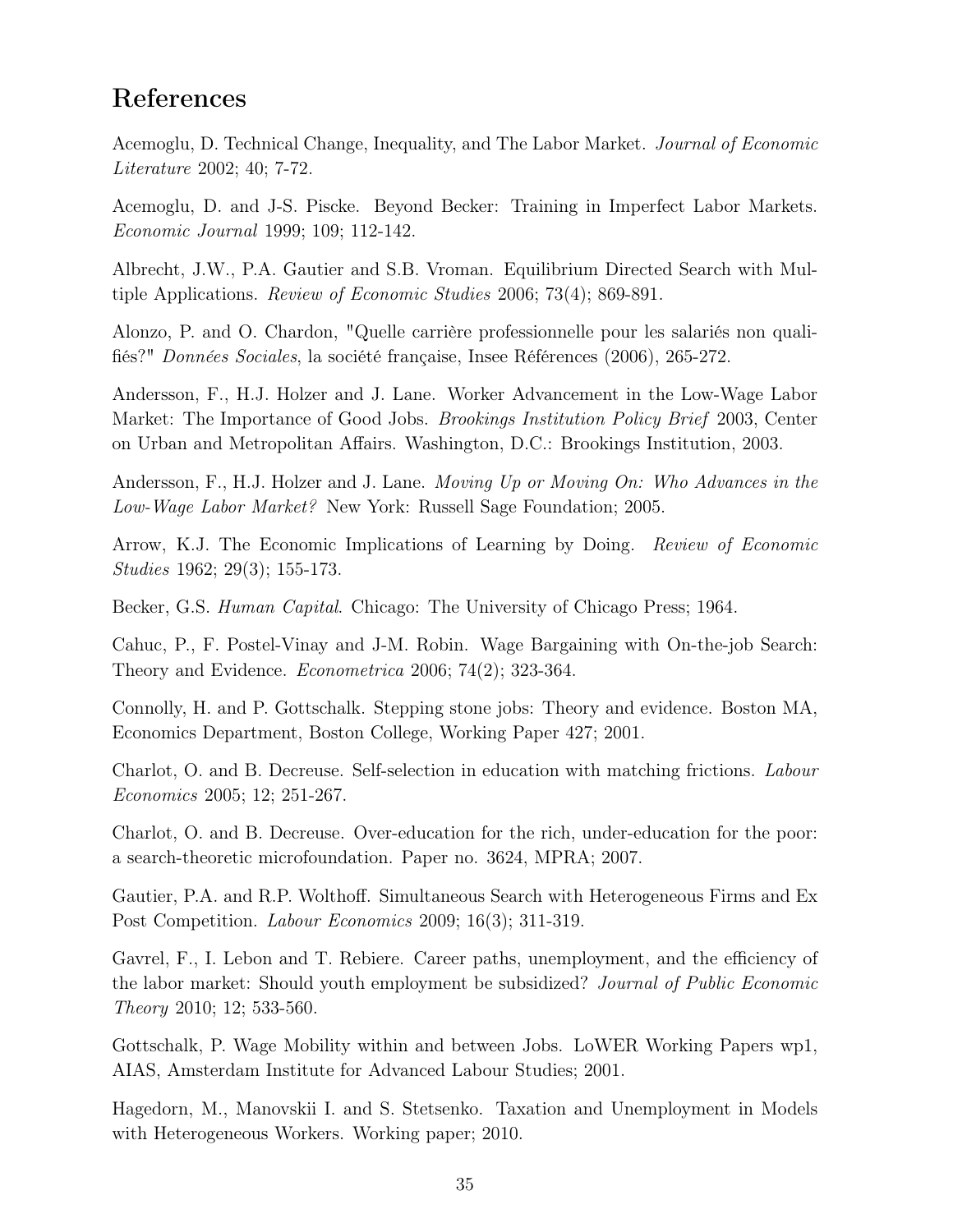# References

Acemoglu, D. Technical Change, Inequality, and The Labor Market. *Journal of Economic Literature* 2002; 40; 7-72.

Acemoglu, D. and J-S. Piscke. Beyond Becker: Training in Imperfect Labor Markets. *Economic Journal* 1999; 109; 112-142.

Albrecht, J.W., P.A. Gautier and S.B. Vroman. Equilibrium Directed Search with Multiple Applications. *Review of Economic Studies* 2006; 73(4); 869-891.

Alonzo, P. and O. Chardon, "Quelle carrière professionnelle pour les salariés non qualifiés?" *Données Sociales*, la société française, Insee Références (2006), 265-272.

Andersson, F., H.J. Holzer and J. Lane. Worker Advancement in the Low-Wage Labor Market: The Importance of Good Jobs. *Brookings Institution Policy Brief* 2003, Center on Urban and Metropolitan Affairs. Washington, D.C.: Brookings Institution, 2003.

Andersson, F., H.J. Holzer and J. Lane. *Moving Up or Moving On: Who Advances in the Low-Wage Labor Market?* New York: Russell Sage Foundation; 2005.

Arrow, K.J. The Economic Implications of Learning by Doing. *Review of Economic Studies* 1962; 29(3); 155-173.

Becker, G.S. *Human Capital*. Chicago: The University of Chicago Press; 1964.

Cahuc, P., F. Postel-Vinay and J-M. Robin. Wage Bargaining with On-the-job Search: Theory and Evidence. *Econometrica* 2006; 74(2); 323-364.

Connolly, H. and P. Gottschalk. Stepping stone jobs: Theory and evidence. Boston MA, Economics Department, Boston College, Working Paper 427; 2001.

Charlot, O. and B. Decreuse. Self-selection in education with matching frictions. *Labour Economics* 2005; 12; 251-267.

Charlot, O. and B. Decreuse. Over-education for the rich, under-education for the poor: a search-theoretic microfoundation. Paper no. 3624, MPRA; 2007.

Gautier, P.A. and R.P. Wolthoff. Simultaneous Search with Heterogeneous Firms and Ex Post Competition. *Labour Economics* 2009; 16(3); 311-319.

Gavrel, F., I. Lebon and T. Rebiere. Career paths, unemployment, and the efficiency of the labor market: Should youth employment be subsidized? *Journal of Public Economic Theory* 2010; 12; 533-560.

Gottschalk, P. Wage Mobility within and between Jobs. LoWER Working Papers wp1, AIAS, Amsterdam Institute for Advanced Labour Studies; 2001.

Hagedorn, M., Manovskii I. and S. Stetsenko. Taxation and Unemployment in Models with Heterogeneous Workers. Working paper; 2010.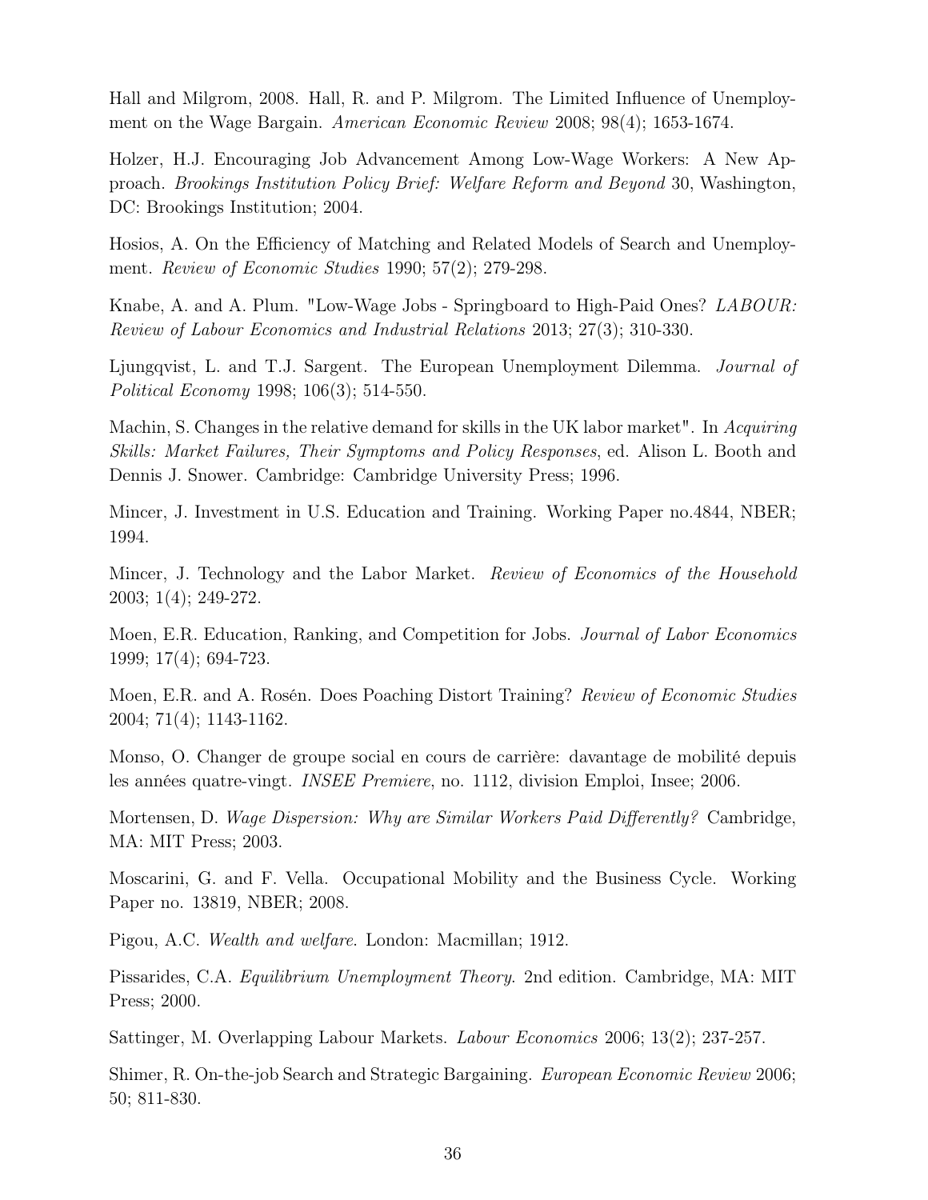Hall and Milgrom, 2008. Hall, R. and P. Milgrom. The Limited Influence of Unemployment on the Wage Bargain. *American Economic Review* 2008; 98(4); 1653-1674.

Holzer, H.J. Encouraging Job Advancement Among Low-Wage Workers: A New Approach. *Brookings Institution Policy Brief: Welfare Reform and Beyond* 30, Washington, DC: Brookings Institution; 2004.

Hosios, A. On the Efficiency of Matching and Related Models of Search and Unemployment. *Review of Economic Studies* 1990; 57(2); 279-298.

Knabe, A. and A. Plum. "Low-Wage Jobs - Springboard to High-Paid Ones? *LABOUR: Review of Labour Economics and Industrial Relations* 2013; 27(3); 310-330.

Ljungqvist, L. and T.J. Sargent. The European Unemployment Dilemma. *Journal of Political Economy* 1998; 106(3); 514-550.

Machin, S. Changes in the relative demand for skills in the UK labor market". In *Acquiring Skills: Market Failures, Their Symptoms and Policy Responses*, ed. Alison L. Booth and Dennis J. Snower. Cambridge: Cambridge University Press; 1996.

Mincer, J. Investment in U.S. Education and Training. Working Paper no.4844, NBER; 1994.

Mincer, J. Technology and the Labor Market. *Review of Economics of the Household* 2003; 1(4); 249-272.

Moen, E.R. Education, Ranking, and Competition for Jobs. *Journal of Labor Economics* 1999; 17(4); 694-723.

Moen, E.R. and A. Rosén. Does Poaching Distort Training? *Review of Economic Studies* 2004; 71(4); 1143-1162.

Monso, O. Changer de groupe social en cours de carrière: davantage de mobilité depuis les années quatre-vingt. *INSEE Premiere*, no. 1112, division Emploi, Insee; 2006.

Mortensen, D. *Wage Dispersion: Why are Similar Workers Paid Differently?* Cambridge, MA: MIT Press; 2003.

Moscarini, G. and F. Vella. Occupational Mobility and the Business Cycle. Working Paper no. 13819, NBER; 2008.

Pigou, A.C. *Wealth and welfare*. London: Macmillan; 1912.

Pissarides, C.A. *Equilibrium Unemployment Theory*. 2nd edition. Cambridge, MA: MIT Press; 2000.

Sattinger, M. Overlapping Labour Markets. *Labour Economics* 2006; 13(2); 237-257.

Shimer, R. On-the-job Search and Strategic Bargaining. *European Economic Review* 2006; 50; 811-830.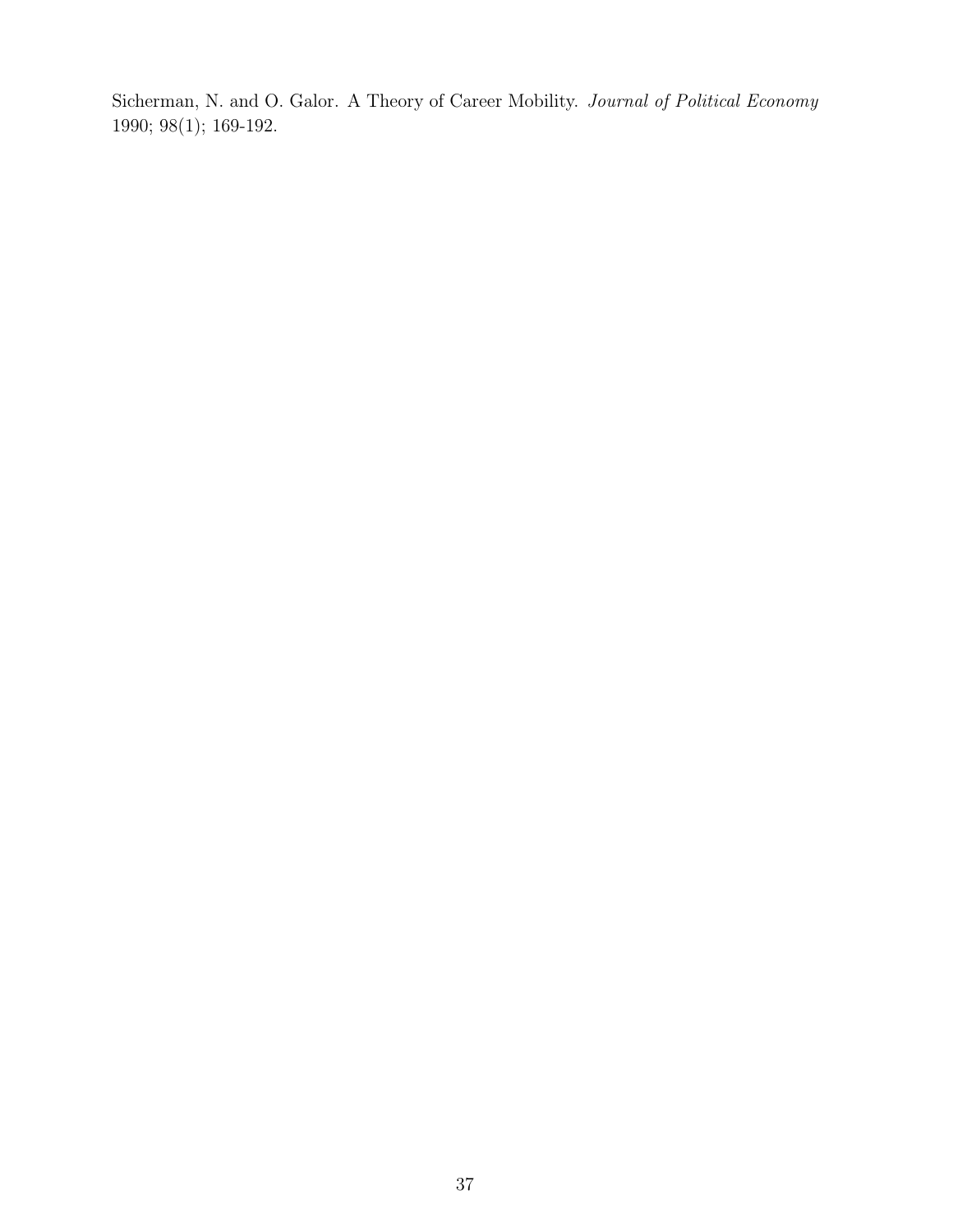Sicherman, N. and O. Galor. A Theory of Career Mobility. *Journal of Political Economy* 1990; 98(1); 169-192.